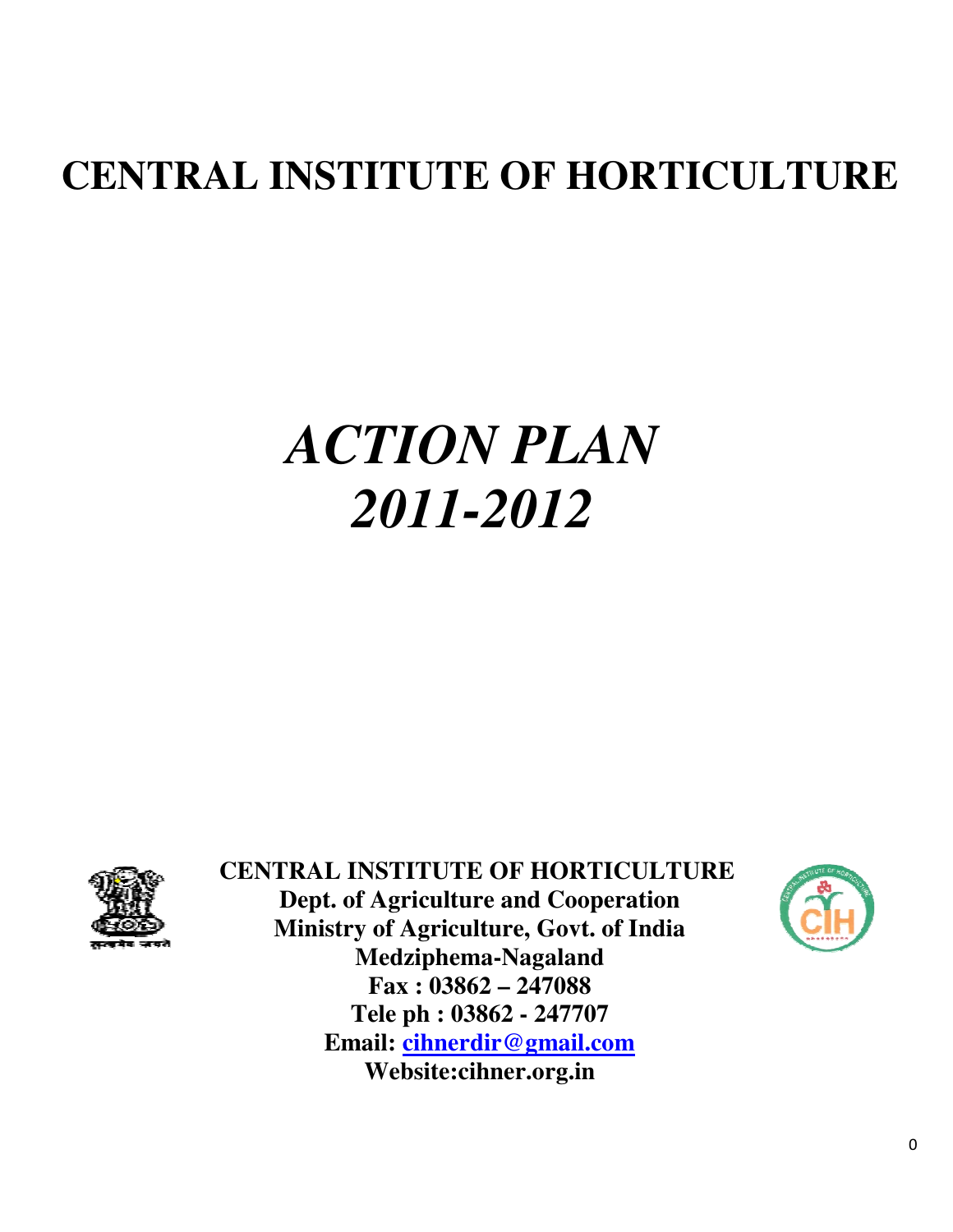# CENTRAL INSTITUTE OF HORTICULTURE

# *ACTION PLAN*
# *2011-2012*

**CENTRAL INSTITUTE OF HORTICULTURE**
**Dept. of Agriculture and Cooperation**
**Ministry of Agriculture, Govt. of India**
**Medziphema-Nagaland**
**Fax : 03862 – 247088**
**Tele ph : 03862 - 247707**
**Email: cihnerdir@gmail.com**
**Website:cihner.org.in**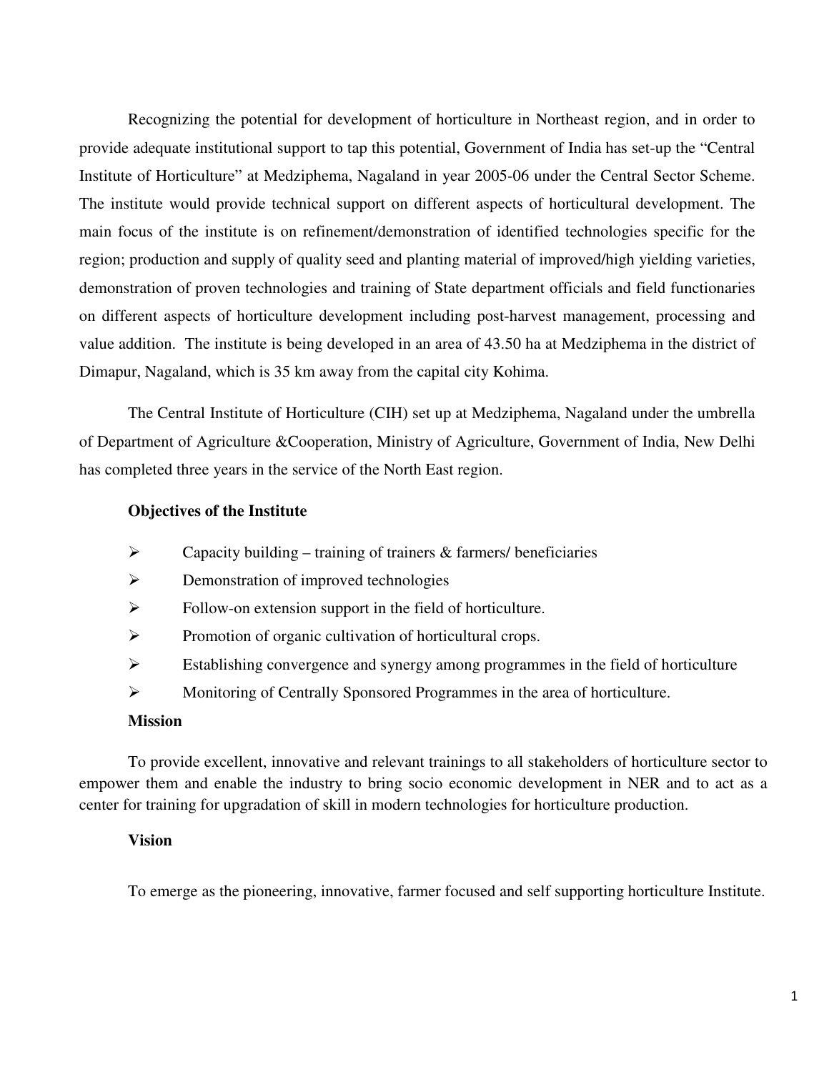Recognizing the potential for development of horticulture in Northeast region, and in order to provide adequate institutional support to tap this potential, Government of India has set-up the "Central Institute of Horticulture" at Medziphema, Nagaland in year 2005-06 under the Central Sector Scheme. The institute would provide technical support on different aspects of horticultural development. The main focus of the institute is on refinement/demonstration of identified technologies specific for the region; production and supply of quality seed and planting material of improved/high yielding varieties, demonstration of proven technologies and training of State department officials and field functionaries on different aspects of horticulture development including post-harvest management, processing and value addition. The institute is being developed in an area of 43.50 ha at Medziphema in the district of Dimapur, Nagaland, which is 35 km away from the capital city Kohima.

The Central Institute of Horticulture (CIH) set up at Medziphema, Nagaland under the umbrella of Department of Agriculture &Cooperation, Ministry of Agriculture, Government of India, New Delhi has completed three years in the service of the North East region.

**Objectives of the Institute**

- Capacity building – training of trainers & farmers/ beneficiaries
- Demonstration of improved technologies
- Follow-on extension support in the field of horticulture.
- Promotion of organic cultivation of horticultural crops.
- Establishing convergence and synergy among programmes in the field of horticulture
- Monitoring of Centrally Sponsored Programmes in the area of horticulture.

**Mission**

To provide excellent, innovative and relevant trainings to all stakeholders of horticulture sector to empower them and enable the industry to bring socio economic development in NER and to act as a center for training for upgradation of skill in modern technologies for horticulture production.

**Vision**

To emerge as the pioneering, innovative, farmer focused and self supporting horticulture Institute.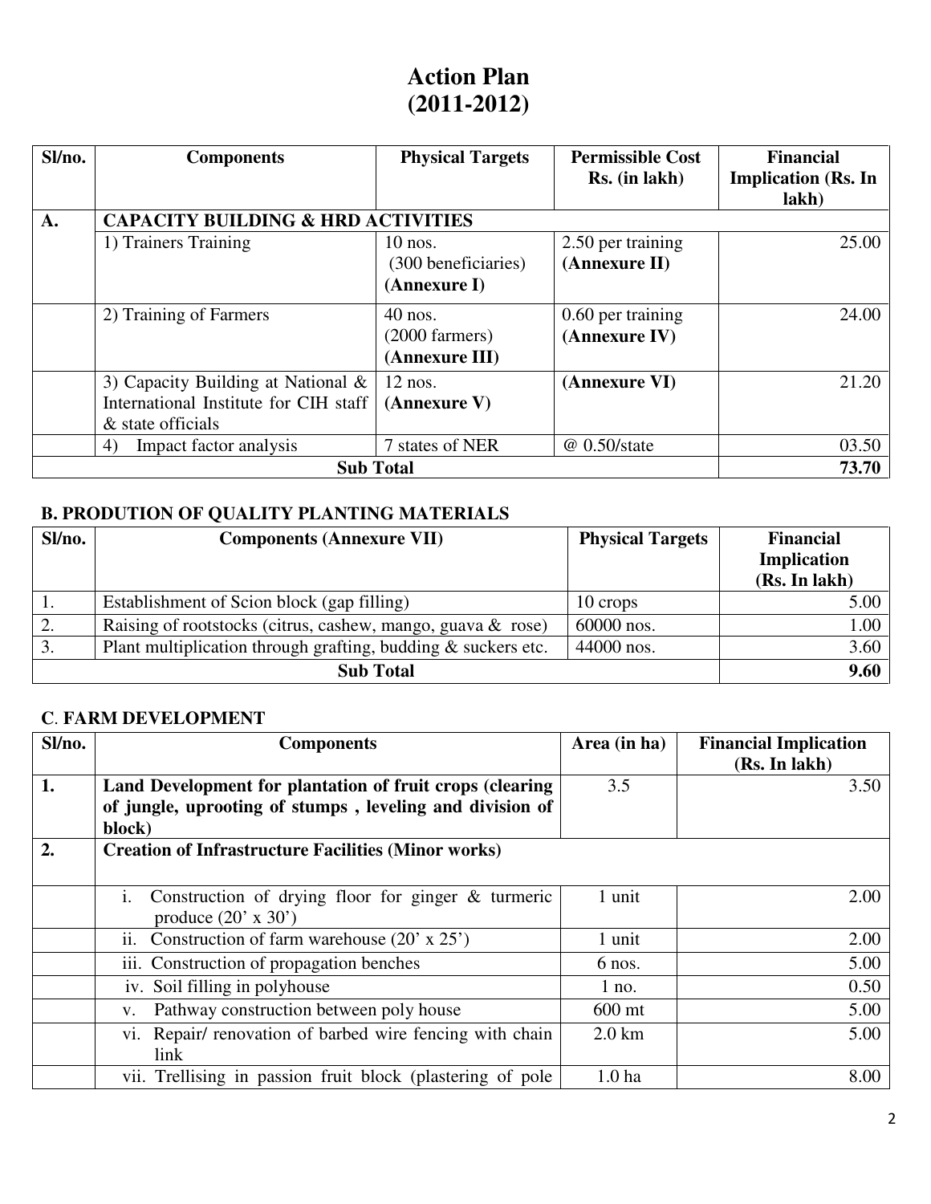# Action Plan
# (2011-2012)

| Sl/no. | Components | Physical Targets | Permissible Cost Rs. (in lakh) | Financial Implication (Rs. In lakh) |
|---|---|---|---|---|
| **A.** | **CAPACITY BUILDING & HRD ACTIVITIES** | | | |
| | 1) Trainers Training | 10 nos. (300 beneficiaries) **(Annexure I)** | 2.50 per training **(Annexure II)** | 25.00 |
| | 2) Training of Farmers | 40 nos. (2000 farmers) **(Annexure III)** | 0.60 per training **(Annexure IV)** | 24.00 |
| | 3) Capacity Building at National & International Institute for CIH staff & state officials | 12 nos. **(Annexure V)** | **(Annexure VI)** | 21.20 |
| | 4) Impact factor analysis | 7 states of NER | @ 0.50/state | 03.50 |
| | **Sub Total** | | | **73.70** |

**B. PRODUTION OF QUALITY PLANTING MATERIALS**

| Sl/no. | Components (Annexure VII) | Physical Targets | Financial Implication (Rs. In lakh) |
|---|---|---|---|
| 1. | Establishment of Scion block (gap filling) | 10 crops | 5.00 |
| 2. | Raising of rootstocks (citrus, cashew, mango, guava & rose) | 60000 nos. | 1.00 |
| 3. | Plant multiplication through grafting, budding & suckers etc. | 44000 nos. | 3.60 |
| | **Sub Total** | | **9.60** |

**C. FARM DEVELOPMENT**

| Sl/no. | Components | Area (in ha) | Financial Implication (Rs. In lakh) |
|---|---|---|---|
| **1.** | **Land Development for plantation of fruit crops (clearing of jungle, uprooting of stumps , leveling and division of block)** | 3.5 | 3.50 |
| **2.** | **Creation of Infrastructure Facilities (Minor works)** | | |
| | i. Construction of drying floor for ginger & turmeric produce (20' x 30') | 1 unit | 2.00 |
| | ii. Construction of farm warehouse (20' x 25') | 1 unit | 2.00 |
| | iii. Construction of propagation benches | 6 nos. | 5.00 |
| | iv. Soil filling in polyhouse | 1 no. | 0.50 |
| | v. Pathway construction between poly house | 600 mt | 5.00 |
| | vi. Repair/ renovation of barbed wire fencing with chain link | 2.0 km | 5.00 |
| | vii. Trellising in passion fruit block (plastering of pole | 1.0 ha | 8.00 |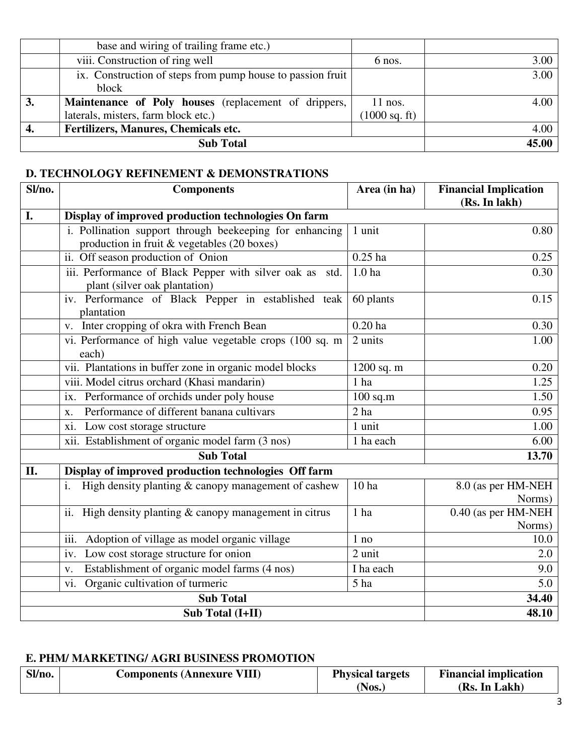| | | | |
|---|---|---|---|
| | base and wiring of trailing frame etc.) | | |
| | viii. Construction of ring well | 6 nos. | 3.00 |
| | ix. Construction of steps from pump house to passion fruit block | | 3.00 |
| **3.** | **Maintenance of Poly houses** (replacement of drippers, laterals, misters, farm block etc.) | 11 nos. (1000 sq. ft) | 4.00 |
| **4.** | **Fertilizers, Manures, Chemicals etc.** | | 4.00 |
| | **Sub Total** | | **45.00** |

## D. TECHNOLOGY REFINEMENT & DEMONSTRATIONS

| Sl/no. | Components | Area (in ha) | Financial Implication (Rs. In lakh) |
|---|---|---|---|
| **I.** | **Display of improved production technologies On farm** | | |
| | i. Pollination support through beekeeping for enhancing production in fruit & vegetables (20 boxes) | 1 unit | 0.80 |
| | ii. Off season production of Onion | 0.25 ha | 0.25 |
| | iii. Performance of Black Pepper with silver oak as std. plant (silver oak plantation) | 1.0 ha | 0.30 |
| | iv. Performance of Black Pepper in established teak plantation | 60 plants | 0.15 |
| | v. Inter cropping of okra with French Bean | 0.20 ha | 0.30 |
| | vi. Performance of high value vegetable crops (100 sq. m each) | 2 units | 1.00 |
| | vii. Plantations in buffer zone in organic model blocks | 1200 sq. m | 0.20 |
| | viii. Model citrus orchard (Khasi mandarin) | 1 ha | 1.25 |
| | ix. Performance of orchids under poly house | 100 sq.m | 1.50 |
| | x. Performance of different banana cultivars | 2 ha | 0.95 |
| | xi. Low cost storage structure | 1 unit | 1.00 |
| | xii. Establishment of organic model farm (3 nos) | 1 ha each | 6.00 |
| | **Sub Total** | | **13.70** |
| **II.** | **Display of improved production technologies Off farm** | | |
| | i. High density planting & canopy management of cashew | 10 ha | 8.0 (as per HM-NEH Norms) |
| | ii. High density planting & canopy management in citrus | 1 ha | 0.40 (as per HM-NEH Norms) |
| | iii. Adoption of village as model organic village | 1 no | 10.0 |
| | iv. Low cost storage structure for onion | 2 unit | 2.0 |
| | v. Establishment of organic model farms (4 nos) | I ha each | 9.0 |
| | vi. Organic cultivation of turmeric | 5 ha | 5.0 |
| | **Sub Total** | | **34.40** |
| | **Sub Total (I+II)** | | **48.10** |

## E. PHM/ MARKETING/ AGRI BUSINESS PROMOTION

| Sl/no. | Components (Annexure VIII) | Physical targets (Nos.) | Financial implication (Rs. In Lakh) |
|---|---|---|---|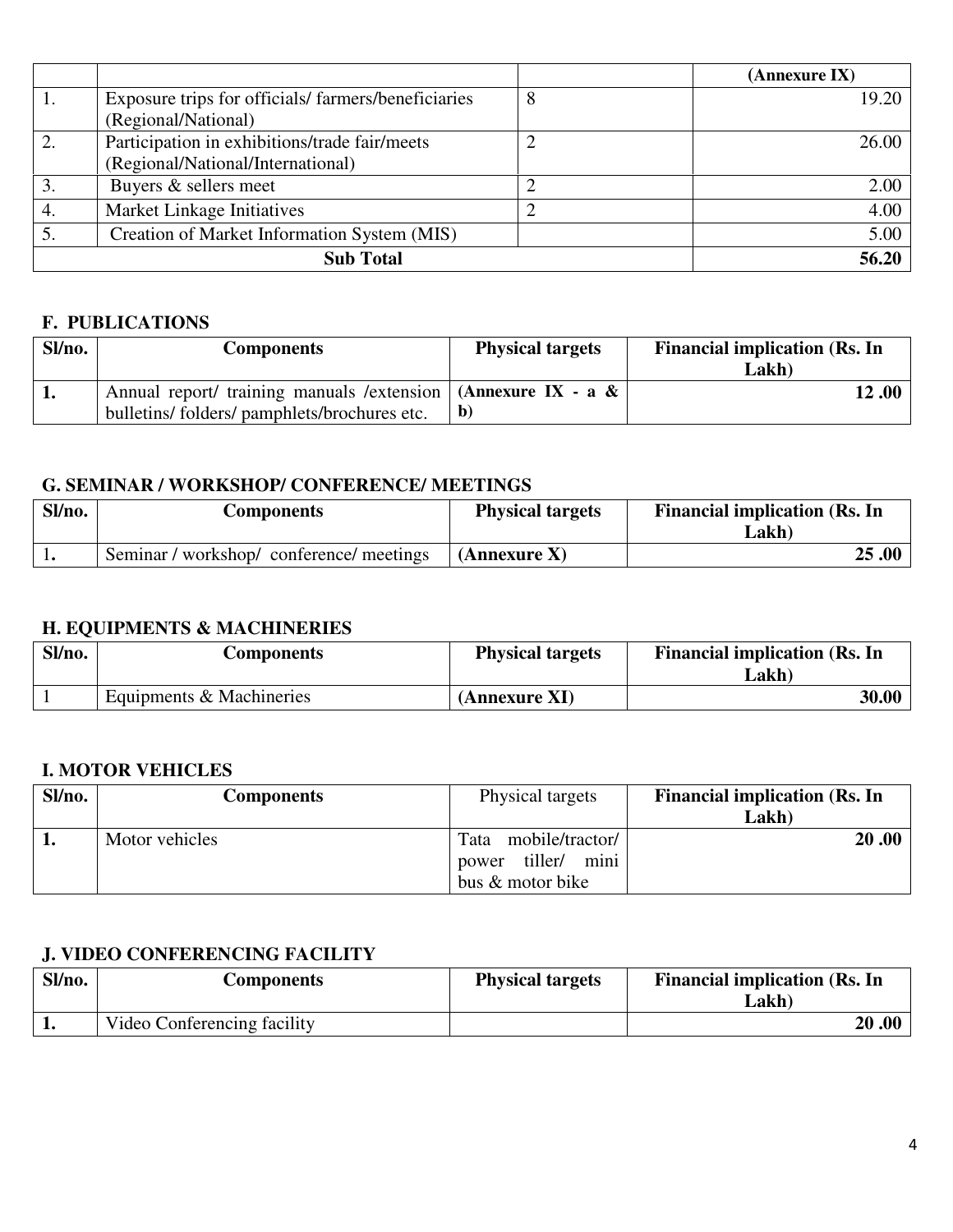| | | | (Annexure IX) |
|---|---|---|---|
| 1. | Exposure trips for officials/ farmers/beneficiaries (Regional/National) | 8 | 19.20 |
| 2. | Participation in exhibitions/trade fair/meets (Regional/National/International) | 2 | 26.00 |
| 3. | Buyers & sellers meet | 2 | 2.00 |
| 4. | Market Linkage Initiatives | 2 | 4.00 |
| 5. | Creation of Market Information System (MIS) | | 5.00 |
| **Sub Total** | | | **56.20** |

### F. PUBLICATIONS

| Sl/no. | Components | Physical targets | Financial implication (Rs. In Lakh) |
|---|---|---|---|
| **1.** | Annual report/ training manuals /extension bulletins/ folders/ pamphlets/brochures etc. | **(Annexure IX - a & b)** | **12 .00** |

### G. SEMINAR / WORKSHOP/ CONFERENCE/ MEETINGS

| Sl/no. | Components | Physical targets | Financial implication (Rs. In Lakh) |
|---|---|---|---|
| 1**.** | Seminar / workshop/ conference/ meetings | **(Annexure X)** | **25 .00** |

### H. EQUIPMENTS & MACHINERIES

| Sl/no. | Components | Physical targets | Financial implication (Rs. In Lakh) |
|---|---|---|---|
| 1 | Equipments & Machineries | **(Annexure XI)** | **30.00** |

### I. MOTOR VEHICLES

| Sl/no. | Components | Physical targets | Financial implication (Rs. In Lakh) |
|---|---|---|---|
| **1.** | Motor vehicles | Tata mobile/tractor/ power tiller/ mini bus & motor bike | **20 .00** |

### J. VIDEO CONFERENCING FACILITY

| Sl/no. | Components | Physical targets | Financial implication (Rs. In Lakh) |
|---|---|---|---|
| **1.** | Video Conferencing facility | | **20 .00** |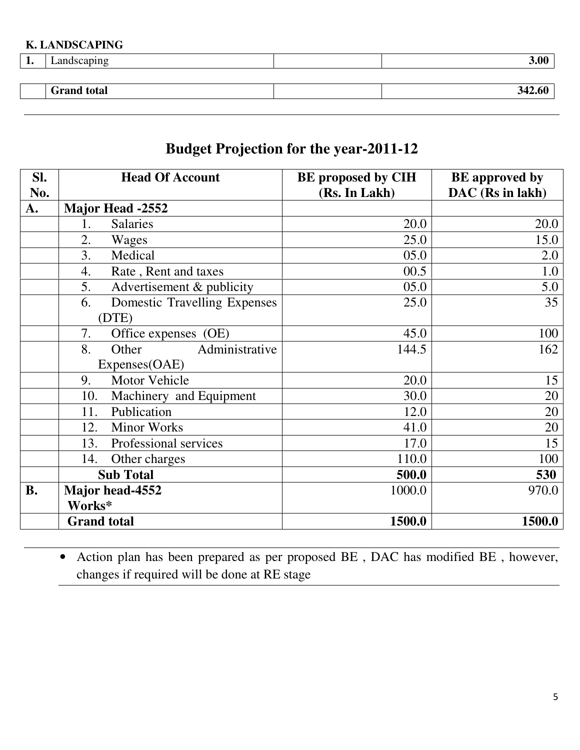**K. LANDSCAPING**

| 1. | Landscaping | | 3.00 |
|---|---|---|---|
| | **Grand total** | | **342.60** |

## Budget Projection for the year-2011-12

| Sl. No. | Head Of Account | BE proposed by CIH (Rs. In Lakh) | BE approved by DAC (Rs in lakh) |
|---|---|---|---|
| A. | **Major Head -2552** | | |
| | 1. Salaries | 20.0 | 20.0 |
| | 2. Wages | 25.0 | 15.0 |
| | 3. Medical | 05.0 | 2.0 |
| | 4. Rate , Rent and taxes | 00.5 | 1.0 |
| | 5. Advertisement & publicity | 05.0 | 5.0 |
| | 6. Domestic Travelling Expenses (DTE) | 25.0 | 35 |
| | 7. Office expenses (OE) | 45.0 | 100 |
| | 8. Other Administrative Expenses(OAE) | 144.5 | 162 |
| | 9. Motor Vehicle | 20.0 | 15 |
| | 10. Machinery and Equipment | 30.0 | 20 |
| | 11. Publication | 12.0 | 20 |
| | 12. Minor Works | 41.0 | 20 |
| | 13. Professional services | 17.0 | 15 |
| | 14. Other charges | 110.0 | 100 |
| | **Sub Total** | **500.0** | **530** |
| **B.** | **Major head-4552 Works*** | 1000.0 | 970.0 |
| | **Grand total** | **1500.0** | **1500.0** |

- Action plan has been prepared as per proposed BE , DAC has modified BE , however, changes if required will be done at RE stage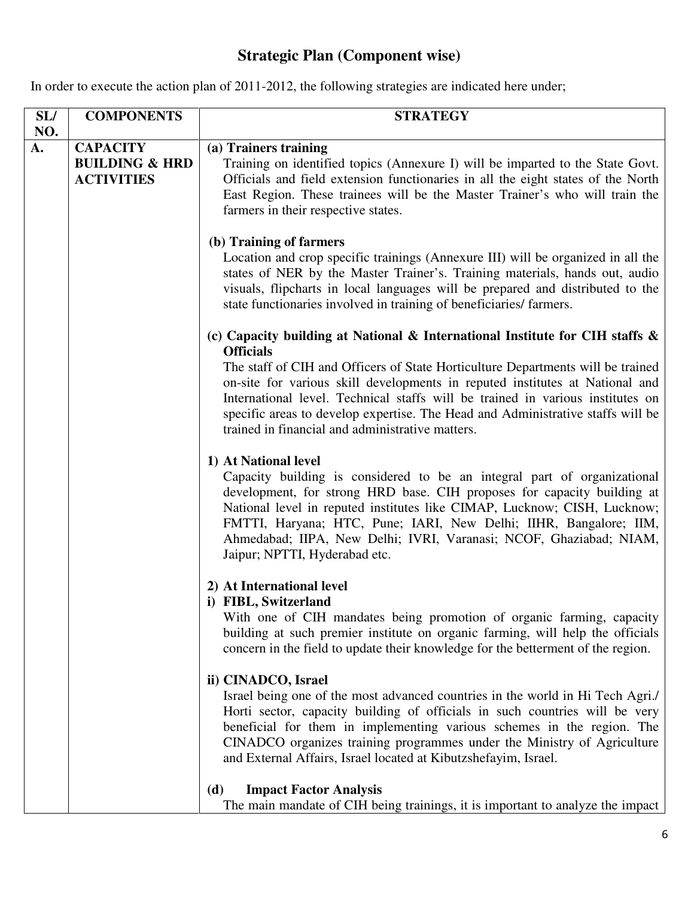# Strategic Plan (Component wise)

In order to execute the action plan of 2011-2012, the following strategies are indicated here under;

| SL/ NO. | COMPONENTS | STRATEGY |
|---|---|---|
| A. | **CAPACITY BUILDING & HRD ACTIVITIES** | **(a) Trainers training**<br>Training on identified topics (Annexure I) will be imparted to the State Govt. Officials and field extension functionaries in all the eight states of the North East Region. These trainees will be the Master Trainer's who will train the farmers in their respective states.<br><br>**(b) Training of farmers**<br>Location and crop specific trainings (Annexure III) will be organized in all the states of NER by the Master Trainer's. Training materials, hands out, audio visuals, flipcharts in local languages will be prepared and distributed to the state functionaries involved in training of beneficiaries/ farmers.<br><br>**(c) Capacity building at National & International Institute for CIH staffs & Officials**<br>The staff of CIH and Officers of State Horticulture Departments will be trained on-site for various skill developments in reputed institutes at National and International level. Technical staffs will be trained in various institutes on specific areas to develop expertise. The Head and Administrative staffs will be trained in financial and administrative matters.<br><br>**1) At National level**<br>Capacity building is considered to be an integral part of organizational development, for strong HRD base. CIH proposes for capacity building at National level in reputed institutes like CIMAP, Lucknow; CISH, Lucknow; FMTTI, Haryana; HTC, Pune; IARI, New Delhi; IIHR, Bangalore; IIM, Ahmedabad; IIPA, New Delhi; IVRI, Varanasi; NCOF, Ghaziabad; NIAM, Jaipur; NPTTI, Hyderabad etc.<br><br>**2) At International level**<br>**i) FIBL, Switzerland**<br>With one of CIH mandates being promotion of organic farming, capacity building at such premier institute on organic farming, will help the officials concern in the field to update their knowledge for the betterment of the region.<br><br>**ii) CINADCO, Israel**<br>Israel being one of the most advanced countries in the world in Hi Tech Agri./ Horti sector, capacity building of officials in such countries will be very beneficial for them in implementing various schemes in the region. The CINADCO organizes training programmes under the Ministry of Agriculture and External Affairs, Israel located at Kibutzshefayim, Israel.<br><br>**(d) Impact Factor Analysis**<br>The main mandate of CIH being trainings, it is important to analyze the impact |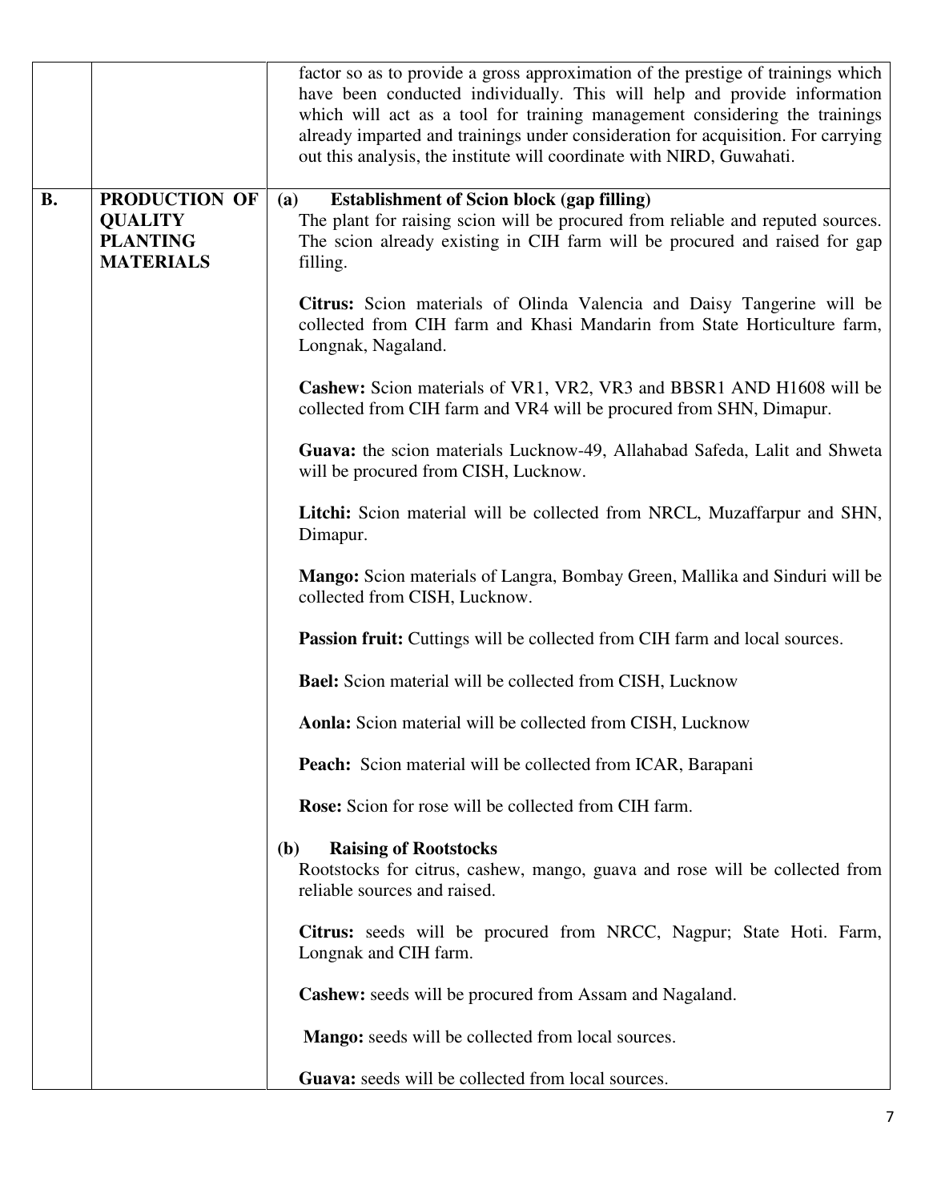| | | |
|---|---|---|
| | | factor so as to provide a gross approximation of the prestige of trainings which have been conducted individually. This will help and provide information which will act as a tool for training management considering the trainings already imparted and trainings under consideration for acquisition. For carrying out this analysis, the institute will coordinate with NIRD, Guwahati. |
| **B.** | **PRODUCTION OF QUALITY PLANTING MATERIALS** | **(a) Establishment of Scion block (gap filling)**<br>The plant for raising scion will be procured from reliable and reputed sources. The scion already existing in CIH farm will be procured and raised for gap filling.<br><br>**Citrus:** Scion materials of Olinda Valencia and Daisy Tangerine will be collected from CIH farm and Khasi Mandarin from State Horticulture farm, Longnak, Nagaland.<br><br>**Cashew:** Scion materials of VR1, VR2, VR3 and BBSR1 AND H1608 will be collected from CIH farm and VR4 will be procured from SHN, Dimapur.<br><br>**Guava:** the scion materials Lucknow-49, Allahabad Safeda, Lalit and Shweta will be procured from CISH, Lucknow.<br><br>**Litchi:** Scion material will be collected from NRCL, Muzaffarpur and SHN, Dimapur.<br><br>**Mango:** Scion materials of Langra, Bombay Green, Mallika and Sinduri will be collected from CISH, Lucknow.<br><br>**Passion fruit:** Cuttings will be collected from CIH farm and local sources.<br><br>**Bael:** Scion material will be collected from CISH, Lucknow<br><br>**Aonla:** Scion material will be collected from CISH, Lucknow<br><br>**Peach:** Scion material will be collected from ICAR, Barapani<br><br>**Rose:** Scion for rose will be collected from CIH farm.<br><br>**(b) Raising of Rootstocks**<br>Rootstocks for citrus, cashew, mango, guava and rose will be collected from reliable sources and raised.<br><br>**Citrus:** seeds will be procured from NRCC, Nagpur; State Hoti. Farm, Longnak and CIH farm.<br><br>**Cashew:** seeds will be procured from Assam and Nagaland.<br><br>**Mango:** seeds will be collected from local sources.<br><br>**Guava:** seeds will be collected from local sources. |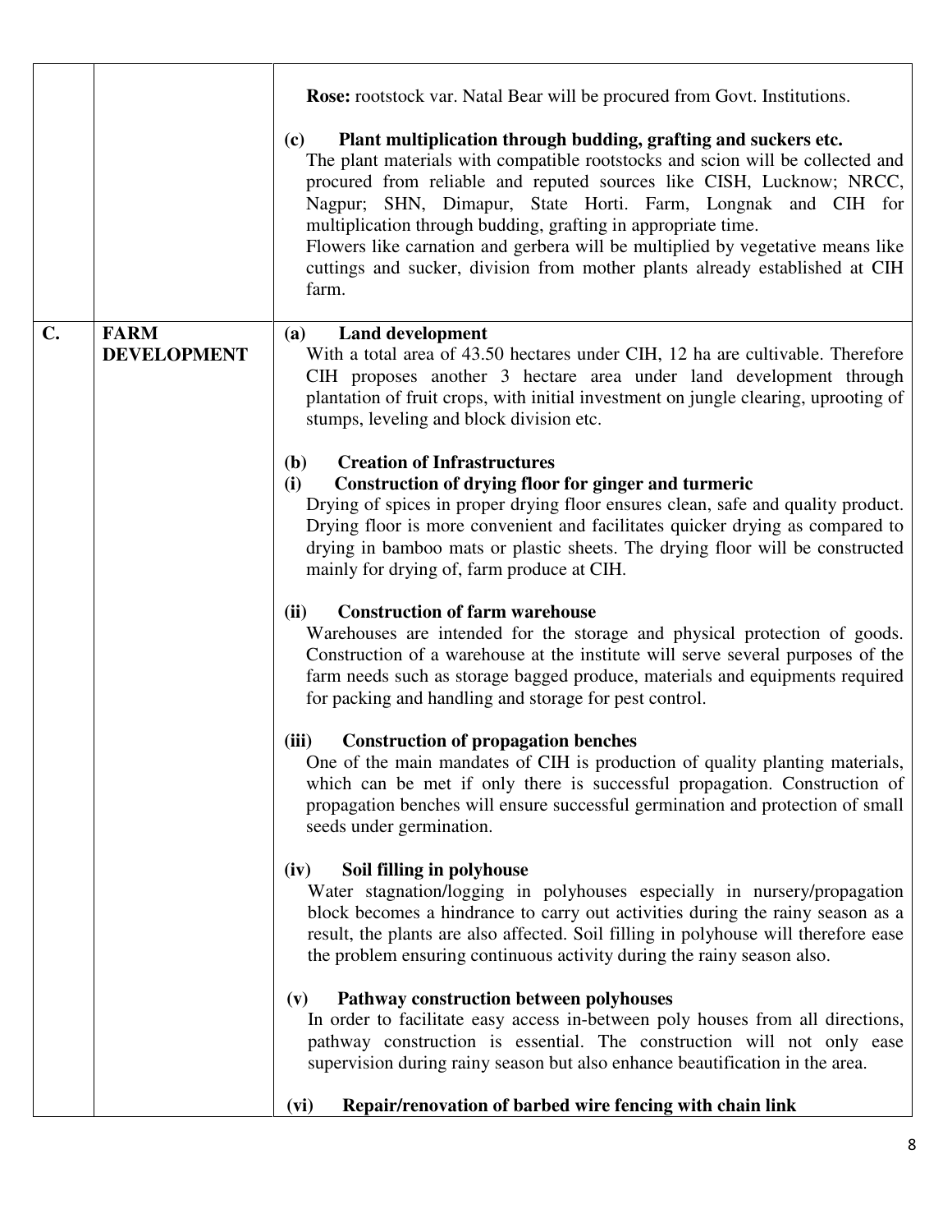| | | |
|---|---|---|
| | | **Rose:** rootstock var. Natal Bear will be procured from Govt. Institutions.<br><br>**(c) Plant multiplication through budding, grafting and suckers etc.**<br>The plant materials with compatible rootstocks and scion will be collected and procured from reliable and reputed sources like CISH, Lucknow; NRCC, Nagpur; SHN, Dimapur, State Horti. Farm, Longnak and CIH for multiplication through budding, grafting in appropriate time.<br>Flowers like carnation and gerbera will be multiplied by vegetative means like cuttings and sucker, division from mother plants already established at CIH farm. |
| **C.** | **FARM DEVELOPMENT** | **(a) Land development**<br>With a total area of 43.50 hectares under CIH, 12 ha are cultivable. Therefore CIH proposes another 3 hectare area under land development through plantation of fruit crops, with initial investment on jungle clearing, uprooting of stumps, leveling and block division etc.<br><br>**(b) Creation of Infrastructures**<br>**(i) Construction of drying floor for ginger and turmeric**<br>Drying of spices in proper drying floor ensures clean, safe and quality product. Drying floor is more convenient and facilitates quicker drying as compared to drying in bamboo mats or plastic sheets. The drying floor will be constructed mainly for drying of, farm produce at CIH.<br><br>**(ii) Construction of farm warehouse**<br>Warehouses are intended for the storage and physical protection of goods. Construction of a warehouse at the institute will serve several purposes of the farm needs such as storage bagged produce, materials and equipments required for packing and handling and storage for pest control.<br><br>**(iii) Construction of propagation benches**<br>One of the main mandates of CIH is production of quality planting materials, which can be met if only there is successful propagation. Construction of propagation benches will ensure successful germination and protection of small seeds under germination.<br><br>**(iv) Soil filling in polyhouse**<br>Water stagnation/logging in polyhouses especially in nursery/propagation block becomes a hindrance to carry out activities during the rainy season as a result, the plants are also affected. Soil filling in polyhouse will therefore ease the problem ensuring continuous activity during the rainy season also.<br><br>**(v) Pathway construction between polyhouses**<br>In order to facilitate easy access in-between poly houses from all directions, pathway construction is essential. The construction will not only ease supervision during rainy season but also enhance beautification in the area.<br><br>**(vi) Repair/renovation of barbed wire fencing with chain link** |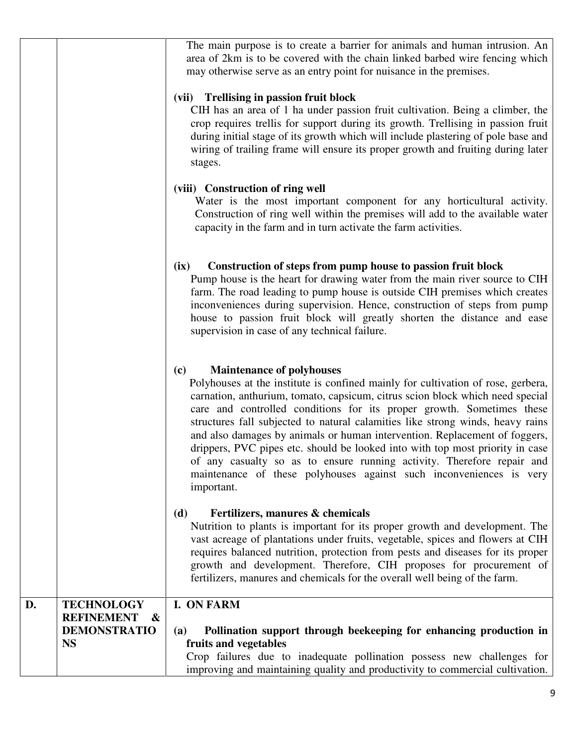| | | |
|---|---|---|
| | | The main purpose is to create a barrier for animals and human intrusion. An area of 2km is to be covered with the chain linked barbed wire fencing which may otherwise serve as an entry point for nuisance in the premises.<br><br>**(vii) Trellising in passion fruit block**<br>CIH has an area of 1 ha under passion fruit cultivation. Being a climber, the crop requires trellis for support during its growth. Trellising in passion fruit during initial stage of its growth which will include plastering of pole base and wiring of trailing frame will ensure its proper growth and fruiting during later stages.<br><br>**(viii) Construction of ring well**<br>Water is the most important component for any horticultural activity. Construction of ring well within the premises will add to the available water capacity in the farm and in turn activate the farm activities.<br><br>**(ix) Construction of steps from pump house to passion fruit block**<br>Pump house is the heart for drawing water from the main river source to CIH farm. The road leading to pump house is outside CIH premises which creates inconveniences during supervision. Hence, construction of steps from pump house to passion fruit block will greatly shorten the distance and ease supervision in case of any technical failure.<br><br>**(c) Maintenance of polyhouses**<br>Polyhouses at the institute is confined mainly for cultivation of rose, gerbera, carnation, anthurium, tomato, capsicum, citrus scion block which need special care and controlled conditions for its proper growth. Sometimes these structures fall subjected to natural calamities like strong winds, heavy rains and also damages by animals or human intervention. Replacement of foggers, drippers, PVC pipes etc. should be looked into with top most priority in case of any casualty so as to ensure running activity. Therefore repair and maintenance of these polyhouses against such inconveniences is very important.<br><br>**(d) Fertilizers, manures & chemicals**<br>Nutrition to plants is important for its proper growth and development. The vast acreage of plantations under fruits, vegetable, spices and flowers at CIH requires balanced nutrition, protection from pests and diseases for its proper growth and development. Therefore, CIH proposes for procurement of fertilizers, manures and chemicals for the overall well being of the farm. |
| **D.** | **TECHNOLOGY REFINEMENT & DEMONSTRATIONS** | **I. ON FARM**<br><br>**(a) Pollination support through beekeeping for enhancing production in fruits and vegetables**<br>Crop failures due to inadequate pollination possess new challenges for improving and maintaining quality and productivity to commercial cultivation. |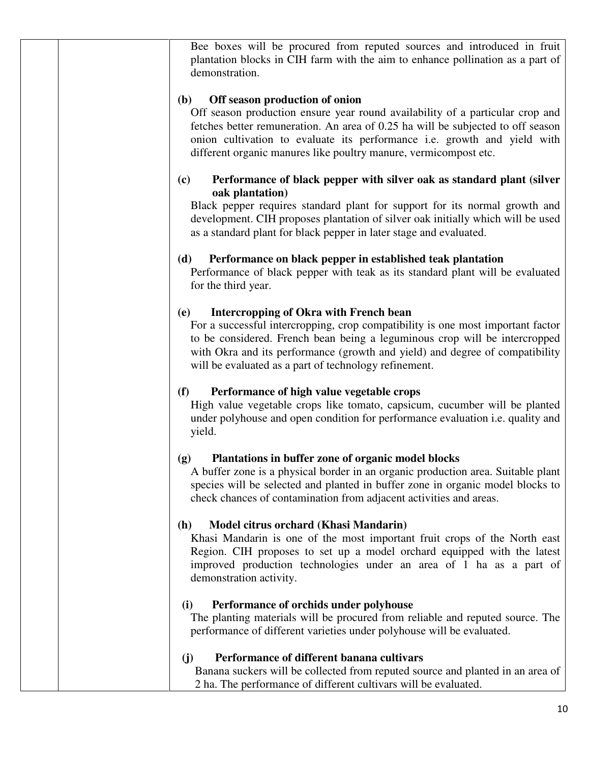Bee boxes will be procured from reputed sources and introduced in fruit plantation blocks in CIH farm with the aim to enhance pollination as a part of demonstration.

**(b) Off season production of onion**

Off season production ensure year round availability of a particular crop and fetches better remuneration. An area of 0.25 ha will be subjected to off season onion cultivation to evaluate its performance i.e. growth and yield with different organic manures like poultry manure, vermicompost etc.

**(c) Performance of black pepper with silver oak as standard plant (silver oak plantation)**

Black pepper requires standard plant for support for its normal growth and development. CIH proposes plantation of silver oak initially which will be used as a standard plant for black pepper in later stage and evaluated.

**(d) Performance on black pepper in established teak plantation**

Performance of black pepper with teak as its standard plant will be evaluated for the third year.

**(e) Intercropping of Okra with French bean**

For a successful intercropping, crop compatibility is one most important factor to be considered. French bean being a leguminous crop will be intercropped with Okra and its performance (growth and yield) and degree of compatibility will be evaluated as a part of technology refinement.

**(f) Performance of high value vegetable crops**

High value vegetable crops like tomato, capsicum, cucumber will be planted under polyhouse and open condition for performance evaluation i.e. quality and yield.

**(g) Plantations in buffer zone of organic model blocks**

A buffer zone is a physical border in an organic production area. Suitable plant species will be selected and planted in buffer zone in organic model blocks to check chances of contamination from adjacent activities and areas.

**(h) Model citrus orchard (Khasi Mandarin)**

Khasi Mandarin is one of the most important fruit crops of the North east Region. CIH proposes to set up a model orchard equipped with the latest improved production technologies under an area of 1 ha as a part of demonstration activity.

**(i) Performance of orchids under polyhouse**

The planting materials will be procured from reliable and reputed source. The performance of different varieties under polyhouse will be evaluated.

**(j) Performance of different banana cultivars**

Banana suckers will be collected from reputed source and planted in an area of 2 ha. The performance of different cultivars will be evaluated.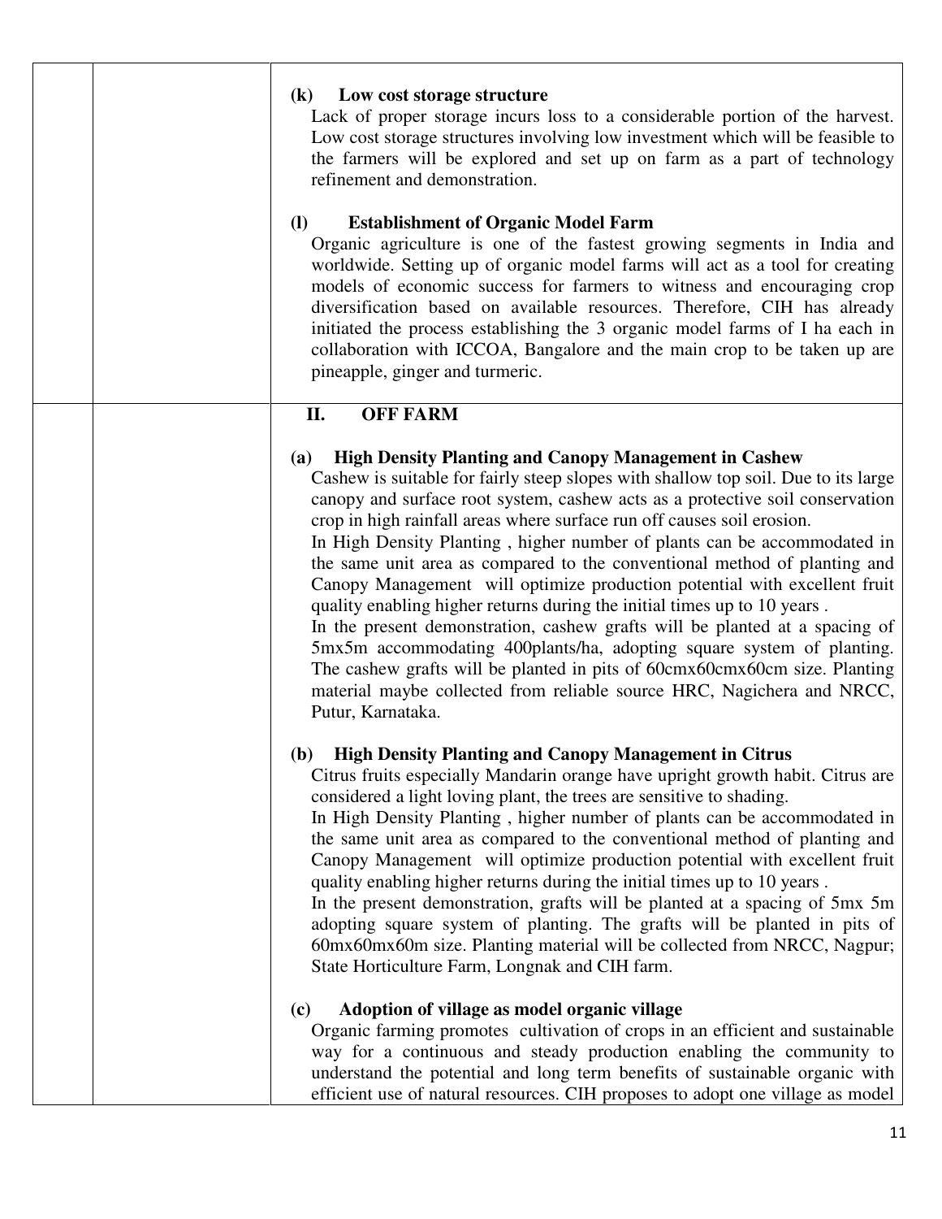**(k) Low cost storage structure**

Lack of proper storage incurs loss to a considerable portion of the harvest. Low cost storage structures involving low investment which will be feasible to the farmers will be explored and set up on farm as a part of technology refinement and demonstration.

**(l) Establishment of Organic Model Farm**

Organic agriculture is one of the fastest growing segments in India and worldwide. Setting up of organic model farms will act as a tool for creating models of economic success for farmers to witness and encouraging crop diversification based on available resources. Therefore, CIH has already initiated the process establishing the 3 organic model farms of I ha each in collaboration with ICCOA, Bangalore and the main crop to be taken up are pineapple, ginger and turmeric.

**II. OFF FARM**

**(a) High Density Planting and Canopy Management in Cashew**

Cashew is suitable for fairly steep slopes with shallow top soil. Due to its large canopy and surface root system, cashew acts as a protective soil conservation crop in high rainfall areas where surface run off causes soil erosion.

In High Density Planting , higher number of plants can be accommodated in the same unit area as compared to the conventional method of planting and Canopy Management will optimize production potential with excellent fruit quality enabling higher returns during the initial times up to 10 years .

In the present demonstration, cashew grafts will be planted at a spacing of 5mx5m accommodating 400plants/ha, adopting square system of planting. The cashew grafts will be planted in pits of 60cmx60cmx60cm size. Planting material maybe collected from reliable source HRC, Nagichera and NRCC, Putur, Karnataka.

**(b) High Density Planting and Canopy Management in Citrus**

Citrus fruits especially Mandarin orange have upright growth habit. Citrus are considered a light loving plant, the trees are sensitive to shading.

In High Density Planting , higher number of plants can be accommodated in the same unit area as compared to the conventional method of planting and Canopy Management will optimize production potential with excellent fruit quality enabling higher returns during the initial times up to 10 years .

In the present demonstration, grafts will be planted at a spacing of 5mx 5m adopting square system of planting. The grafts will be planted in pits of 60mx60mx60m size. Planting material will be collected from NRCC, Nagpur; State Horticulture Farm, Longnak and CIH farm.

**(c) Adoption of village as model organic village**

Organic farming promotes cultivation of crops in an efficient and sustainable way for a continuous and steady production enabling the community to understand the potential and long term benefits of sustainable organic with efficient use of natural resources. CIH proposes to adopt one village as model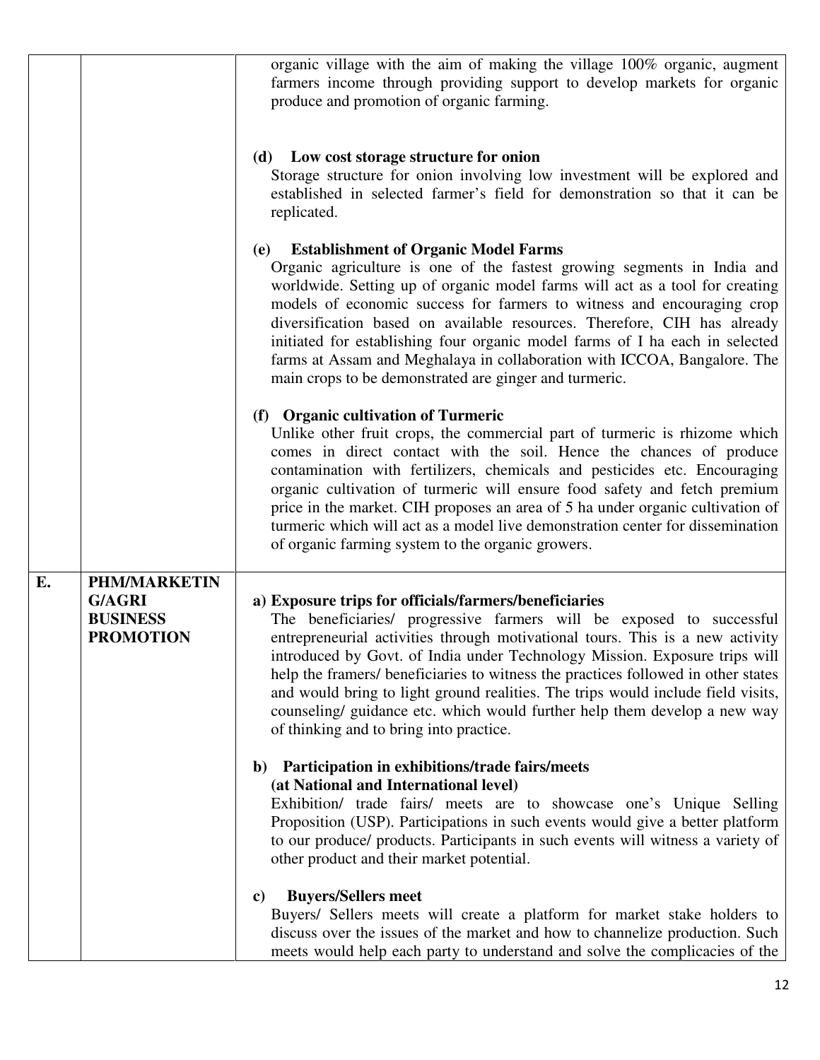| | | |
|---|---|---|
| | | organic village with the aim of making the village 100% organic, augment farmers income through providing support to develop markets for organic produce and promotion of organic farming.<br><br>**(d) Low cost storage structure for onion**<br>Storage structure for onion involving low investment will be explored and established in selected farmer's field for demonstration so that it can be replicated.<br><br>**(e) Establishment of Organic Model Farms**<br>Organic agriculture is one of the fastest growing segments in India and worldwide. Setting up of organic model farms will act as a tool for creating models of economic success for farmers to witness and encouraging crop diversification based on available resources. Therefore, CIH has already initiated for establishing four organic model farms of I ha each in selected farms at Assam and Meghalaya in collaboration with ICCOA, Bangalore. The main crops to be demonstrated are ginger and turmeric.<br><br>**(f) Organic cultivation of Turmeric**<br>Unlike other fruit crops, the commercial part of turmeric is rhizome which comes in direct contact with the soil. Hence the chances of produce contamination with fertilizers, chemicals and pesticides etc. Encouraging organic cultivation of turmeric will ensure food safety and fetch premium price in the market. CIH proposes an area of 5 ha under organic cultivation of turmeric which will act as a model live demonstration center for dissemination of organic farming system to the organic growers. |
| **E.** | **PHM/MARKETIN G/AGRI BUSINESS PROMOTION** | **a) Exposure trips for officials/farmers/beneficiaries**<br>The beneficiaries/ progressive farmers will be exposed to successful entrepreneurial activities through motivational tours. This is a new activity introduced by Govt. of India under Technology Mission. Exposure trips will help the framers/ beneficiaries to witness the practices followed in other states and would bring to light ground realities. The trips would include field visits, counseling/ guidance etc. which would further help them develop a new way of thinking and to bring into practice.<br><br>**b) Participation in exhibitions/trade fairs/meets (at National and International level)**<br>Exhibition/ trade fairs/ meets are to showcase one's Unique Selling Proposition (USP). Participations in such events would give a better platform to our produce/ products. Participants in such events will witness a variety of other product and their market potential.<br><br>**c) Buyers/Sellers meet**<br>Buyers/ Sellers meets will create a platform for market stake holders to discuss over the issues of the market and how to channelize production. Such meets would help each party to understand and solve the complicacies of the |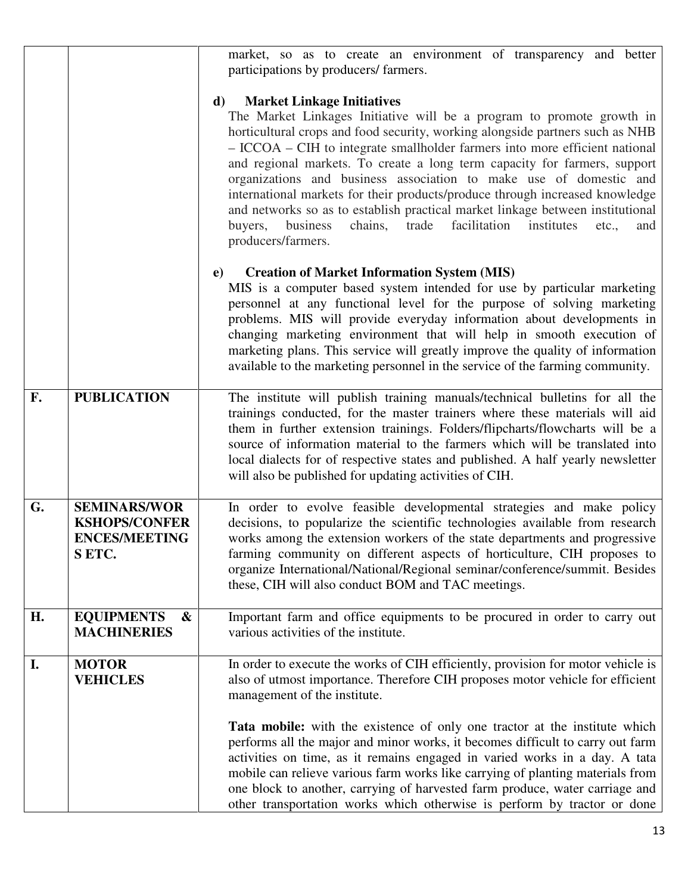| | | |
|---|---|---|
| | | market, so as to create an environment of transparency and better participations by producers/ farmers.<br><br>**d) Market Linkage Initiatives**<br>The Market Linkages Initiative will be a program to promote growth in horticultural crops and food security, working alongside partners such as NHB – ICCOA – CIH to integrate smallholder farmers into more efficient national and regional markets. To create a long term capacity for farmers, support organizations and business association to make use of domestic and international markets for their products/produce through increased knowledge and networks so as to establish practical market linkage between institutional buyers, business chains, trade facilitation institutes etc., and producers/farmers.<br><br>**e) Creation of Market Information System (MIS)**<br>MIS is a computer based system intended for use by particular marketing personnel at any functional level for the purpose of solving marketing problems. MIS will provide everyday information about developments in changing marketing environment that will help in smooth execution of marketing plans. This service will greatly improve the quality of information available to the marketing personnel in the service of the farming community. |
| **F.** | **PUBLICATION** | The institute will publish training manuals/technical bulletins for all the trainings conducted, for the master trainers where these materials will aid them in further extension trainings. Folders/flipcharts/flowcharts will be a source of information material to the farmers which will be translated into local dialects for of respective states and published. A half yearly newsletter will also be published for updating activities of CIH. |
| **G.** | **SEMINARS/WORKSHOPS/CONFERENCES/MEETINGS ETC.** | In order to evolve feasible developmental strategies and make policy decisions, to popularize the scientific technologies available from research works among the extension workers of the state departments and progressive farming community on different aspects of horticulture, CIH proposes to organize International/National/Regional seminar/conference/summit. Besides these, CIH will also conduct BOM and TAC meetings. |
| **H.** | **EQUIPMENTS & MACHINERIES** | Important farm and office equipments to be procured in order to carry out various activities of the institute. |
| **I.** | **MOTOR VEHICLES** | In order to execute the works of CIH efficiently, provision for motor vehicle is also of utmost importance. Therefore CIH proposes motor vehicle for efficient management of the institute.<br><br>**Tata mobile:** with the existence of only one tractor at the institute which performs all the major and minor works, it becomes difficult to carry out farm activities on time, as it remains engaged in varied works in a day. A tata mobile can relieve various farm works like carrying of planting materials from one block to another, carrying of harvested farm produce, water carriage and other transportation works which otherwise is perform by tractor or done |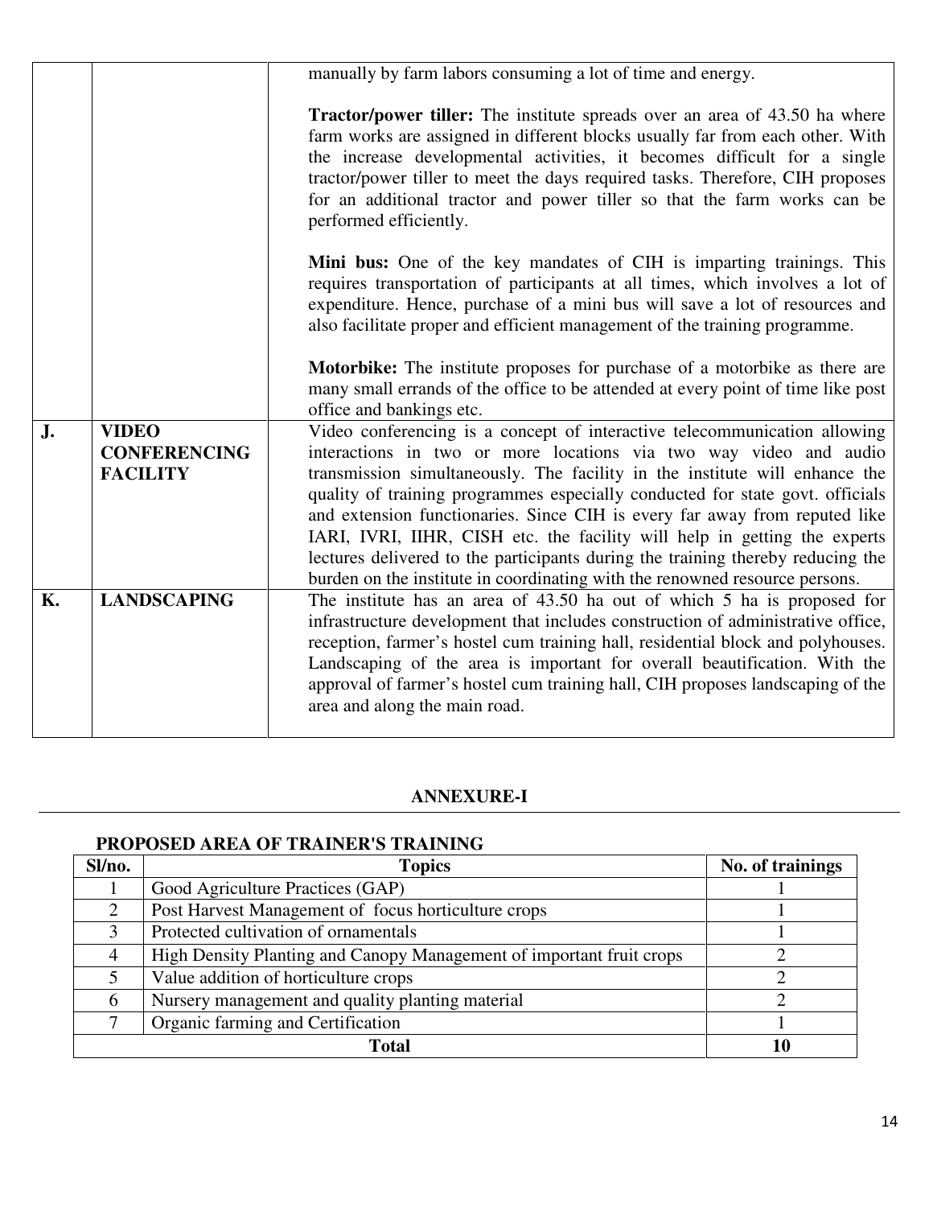| | | |
|---|---|---|
| | | manually by farm labors consuming a lot of time and energy.<br><br>**Tractor/power tiller:** The institute spreads over an area of 43.50 ha where farm works are assigned in different blocks usually far from each other. With the increase developmental activities, it becomes difficult for a single tractor/power tiller to meet the days required tasks. Therefore, CIH proposes for an additional tractor and power tiller so that the farm works can be performed efficiently.<br><br>**Mini bus:** One of the key mandates of CIH is imparting trainings. This requires transportation of participants at all times, which involves a lot of expenditure. Hence, purchase of a mini bus will save a lot of resources and also facilitate proper and efficient management of the training programme.<br><br>**Motorbike:** The institute proposes for purchase of a motorbike as there are many small errands of the office to be attended at every point of time like post office and bankings etc. |
| **J.** | **VIDEO CONFERENCING FACILITY** | Video conferencing is a concept of interactive telecommunication allowing interactions in two or more locations via two way video and audio transmission simultaneously. The facility in the institute will enhance the quality of training programmes especially conducted for state govt. officials and extension functionaries. Since CIH is every far away from reputed like IARI, IVRI, IIHR, CISH etc. the facility will help in getting the experts lectures delivered to the participants during the training thereby reducing the burden on the institute in coordinating with the renowned resource persons. |
| **K.** | **LANDSCAPING** | The institute has an area of 43.50 ha out of which 5 ha is proposed for infrastructure development that includes construction of administrative office, reception, farmer's hostel cum training hall, residential block and polyhouses. Landscaping of the area is important for overall beautification. With the approval of farmer's hostel cum training hall, CIH proposes landscaping of the area and along the main road. |

## ANNEXURE-I

### PROPOSED AREA OF TRAINER'S TRAINING

| Sl/no. | Topics | No. of trainings |
|---|---|---|
| 1 | Good Agriculture Practices (GAP) | 1 |
| 2 | Post Harvest Management of focus horticulture crops | 1 |
| 3 | Protected cultivation of ornamentals | 1 |
| 4 | High Density Planting and Canopy Management of important fruit crops | 2 |
| 5 | Value addition of horticulture crops | 2 |
| 6 | Nursery management and quality planting material | 2 |
| 7 | Organic farming and Certification | 1 |
| **Total** | | **10** |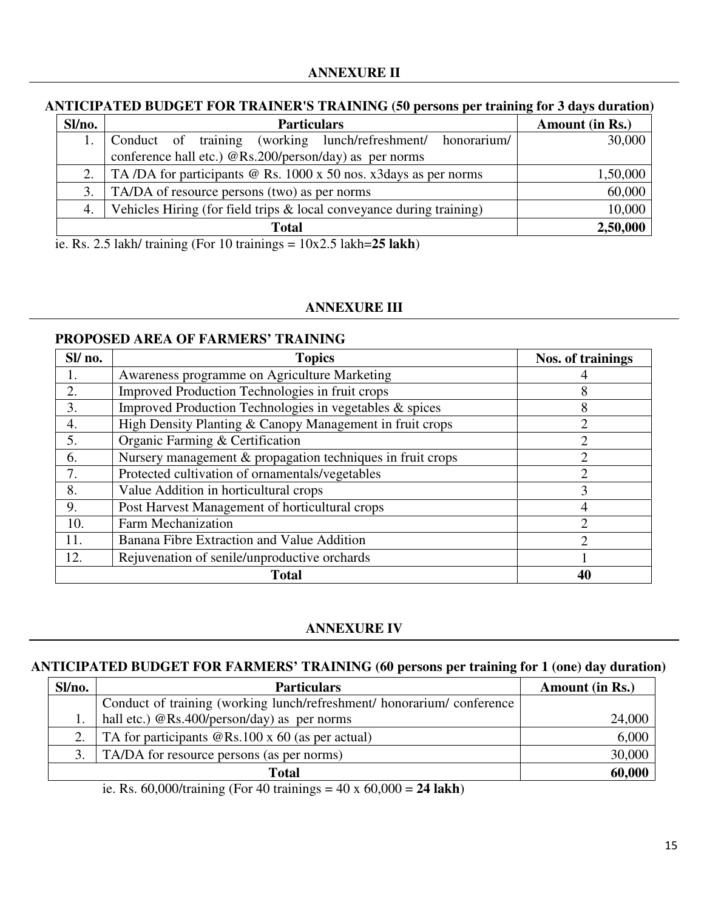## ANNEXURE II

### ANTICIPATED BUDGET FOR TRAINER'S TRAINING (50 persons per training for 3 days duration)

| Sl/no. | Particulars | Amount (in Rs.) |
|---|---|---|
| 1. | Conduct of training (working lunch/refreshment/ honorarium/ conference hall etc.) @Rs.200/person/day) as per norms | 30,000 |
| 2. | TA /DA for participants @ Rs. 1000 x 50 nos. x3days as per norms | 1,50,000 |
| 3. | TA/DA of resource persons (two) as per norms | 60,000 |
| 4. | Vehicles Hiring (for field trips & local conveyance during training) | 10,000 |
| | **Total** | **2,50,000** |

ie. Rs. 2.5 lakh/ training (For 10 trainings = 10x2.5 lakh=**25 lakh**)

## ANNEXURE III

### PROPOSED AREA OF FARMERS' TRAINING

| Sl/ no. | Topics | Nos. of trainings |
|---|---|---|
| 1. | Awareness programme on Agriculture Marketing | 4 |
| 2. | Improved Production Technologies in fruit crops | 8 |
| 3. | Improved Production Technologies in vegetables & spices | 8 |
| 4. | High Density Planting & Canopy Management in fruit crops | 2 |
| 5. | Organic Farming & Certification | 2 |
| 6. | Nursery management & propagation techniques in fruit crops | 2 |
| 7. | Protected cultivation of ornamentals/vegetables | 2 |
| 8. | Value Addition in horticultural crops | 3 |
| 9. | Post Harvest Management of horticultural crops | 4 |
| 10. | Farm Mechanization | 2 |
| 11. | Banana Fibre Extraction and Value Addition | 2 |
| 12. | Rejuvenation of senile/unproductive orchards | 1 |
| | **Total** | **40** |

## ANNEXURE IV

### ANTICIPATED BUDGET FOR FARMERS' TRAINING (60 persons per training for 1 (one) day duration)

| Sl/no. | Particulars | Amount (in Rs.) |
|---|---|---|
| 1. | Conduct of training (working lunch/refreshment/ honorarium/ conference hall etc.) @Rs.400/person/day) as per norms | 24,000 |
| 2. | TA for participants @Rs.100 x 60 (as per actual) | 6,000 |
| 3. | TA/DA for resource persons (as per norms) | 30,000 |
| | **Total** | **60,000** |

ie. Rs. 60,000/training (For 40 trainings = 40 x 60,000 = **24 lakh**)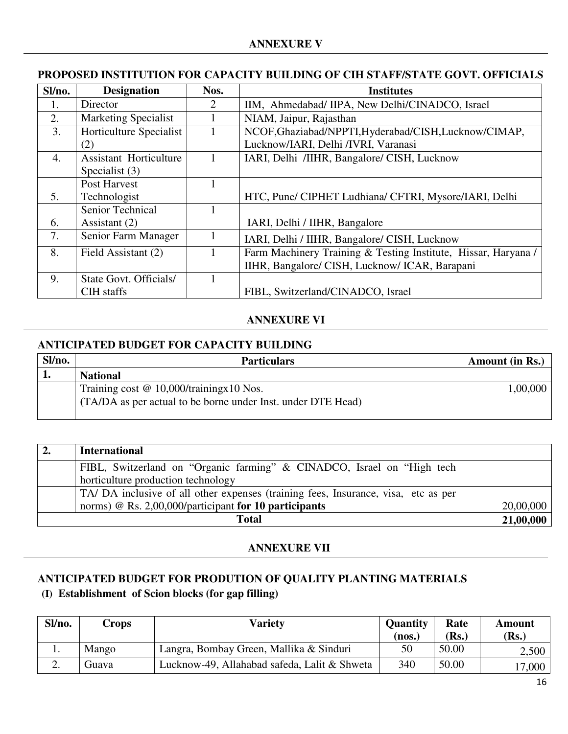## ANNEXURE V

### PROPOSED INSTITUTION FOR CAPACITY BUILDING OF CIH STAFF/STATE GOVT. OFFICIALS

| Sl/no. | Designation | Nos. | Institutes |
|---|---|---|---|
| 1. | Director | 2 | IIM, Ahmedabad/ IIPA, New Delhi/CINADCO, Israel |
| 2. | Marketing Specialist | 1 | NIAM, Jaipur, Rajasthan |
| 3. | Horticulture Specialist (2) | 1 | NCOF,Ghaziabad/NPPTI,Hyderabad/CISH,Lucknow/CIMAP, Lucknow/IARI, Delhi /IVRI, Varanasi |
| 4. | Assistant Horticulture Specialist (3) | 1 | IARI, Delhi /IIHR, Bangalore/ CISH, Lucknow |
| 5. | Post Harvest Technologist | 1 | HTC, Pune/ CIPHET Ludhiana/ CFTRI, Mysore/IARI, Delhi |
| 6. | Senior Technical Assistant (2) | 1 | IARI, Delhi / IIHR, Bangalore |
| 7. | Senior Farm Manager | 1 | IARI, Delhi / IIHR, Bangalore/ CISH, Lucknow |
| 8. | Field Assistant (2) | 1 | Farm Machinery Training & Testing Institute, Hissar, Haryana / IIHR, Bangalore/ CISH, Lucknow/ ICAR, Barapani |
| 9. | State Govt. Officials/ CIH staffs | 1 | FIBL, Switzerland/CINADCO, Israel |

## ANNEXURE VI

### ANTICIPATED BUDGET FOR CAPACITY BUILDING

| Sl/no. | Particulars | Amount (in Rs.) |
|---|---|---|
| **1.** | **National** | |
| | Training cost @ 10,000/trainingx10 Nos.<br>(TA/DA as per actual to be borne under Inst. under DTE Head) | 1,00,000 |
| **2.** | **International** | |
| | FIBL, Switzerland on "Organic farming" & CINADCO, Israel on "High tech horticulture production technology | |
| | TA/ DA inclusive of all other expenses (training fees, Insurance, visa, etc as per norms) @ Rs. 2,00,000/participant **for 10 participants** | 20,00,000 |
| | **Total** | **21,00,000** |

## ANNEXURE VII

### ANTICIPATED BUDGET FOR PRODUTION OF QUALITY PLANTING MATERIALS

**(I) Establishment of Scion blocks (for gap filling)**

| Sl/no. | Crops | Variety | Quantity (nos.) | Rate (Rs.) | Amount (Rs.) |
|---|---|---|---|---|---|
| 1. | Mango | Langra, Bombay Green, Mallika & Sinduri | 50 | 50.00 | 2,500 |
| 2. | Guava | Lucknow-49, Allahabad safeda, Lalit & Shweta | 340 | 50.00 | 17,000 |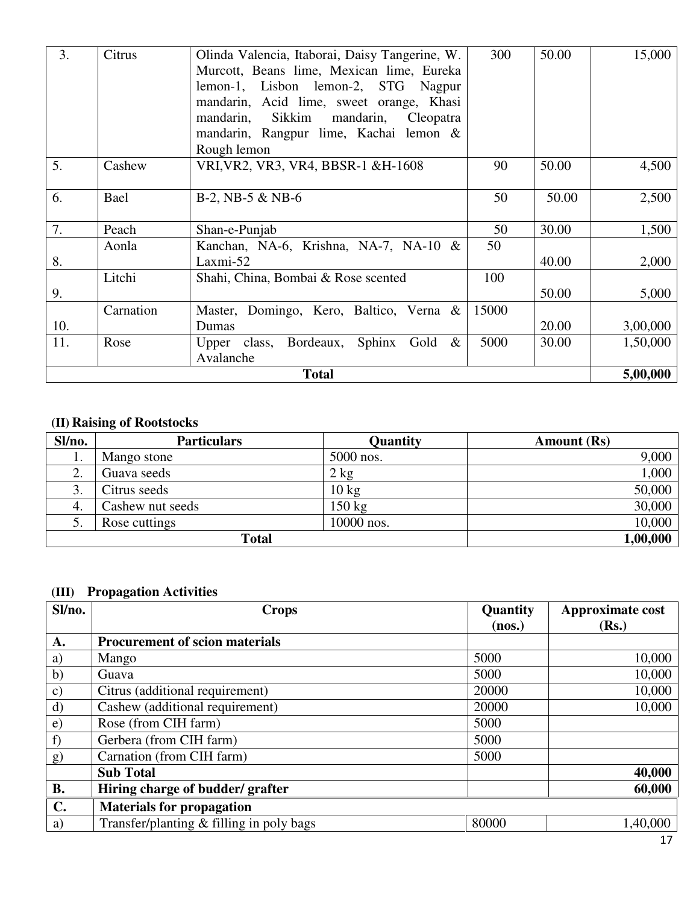| 3. | Citrus | Olinda Valencia, Itaborai, Daisy Tangerine, W. Murcott, Beans lime, Mexican lime, Eureka lemon-1, Lisbon lemon-2, STG Nagpur mandarin, Acid lime, sweet orange, Khasi mandarin, Sikkim mandarin, Cleopatra mandarin, Rangpur lime, Kachai lemon & Rough lemon | 300 | 50.00 | 15,000 |
|---|---|---|---|---|---|
| 5. | Cashew | VRI,VR2, VR3, VR4, BBSR-1 &H-1608 | 90 | 50.00 | 4,500 |
| 6. | Bael | B-2, NB-5 & NB-6 | 50 | 50.00 | 2,500 |
| 7. | Peach | Shan-e-Punjab | 50 | 30.00 | 1,500 |
| 8. | Aonla | Kanchan, NA-6, Krishna, NA-7, NA-10 & Laxmi-52 | 50 | 40.00 | 2,000 |
| 9. | Litchi | Shahi, China, Bombai & Rose scented | 100 | 50.00 | 5,000 |
| 10. | Carnation | Master, Domingo, Kero, Baltico, Verna & Dumas | 15000 | 20.00 | 3,00,000 |
| 11. | Rose | Upper class, Bordeaux, Sphinx Gold & Avalanche | 5000 | 30.00 | 1,50,000 |
| **Total** | | | | | **5,00,000** |

**(II) Raising of Rootstocks**

| Sl/no. | Particulars | Quantity | Amount (Rs) |
|---|---|---|---|
| 1. | Mango stone | 5000 nos. | 9,000 |
| 2. | Guava seeds | 2 kg | 1,000 |
| 3. | Citrus seeds | 10 kg | 50,000 |
| 4. | Cashew nut seeds | 150 kg | 30,000 |
| 5. | Rose cuttings | 10000 nos. | 10,000 |
| **Total** | | | **1,00,000** |

**(III) Propagation Activities**

| Sl/no. | Crops | Quantity (nos.) | Approximate cost (Rs.) |
|---|---|---|---|
| **A.** | **Procurement of scion materials** | | |
| a) | Mango | 5000 | 10,000 |
| b) | Guava | 5000 | 10,000 |
| c) | Citrus (additional requirement) | 20000 | 10,000 |
| d) | Cashew (additional requirement) | 20000 | 10,000 |
| e) | Rose (from CIH farm) | 5000 | |
| f) | Gerbera (from CIH farm) | 5000 | |
| g) | Carnation (from CIH farm) | 5000 | |
| | **Sub Total** | | **40,000** |
| **B.** | **Hiring charge of budder/ grafter** | | **60,000** |
| **C.** | **Materials for propagation** | | |
| a) | Transfer/planting & filling in poly bags | 80000 | 1,40,000 |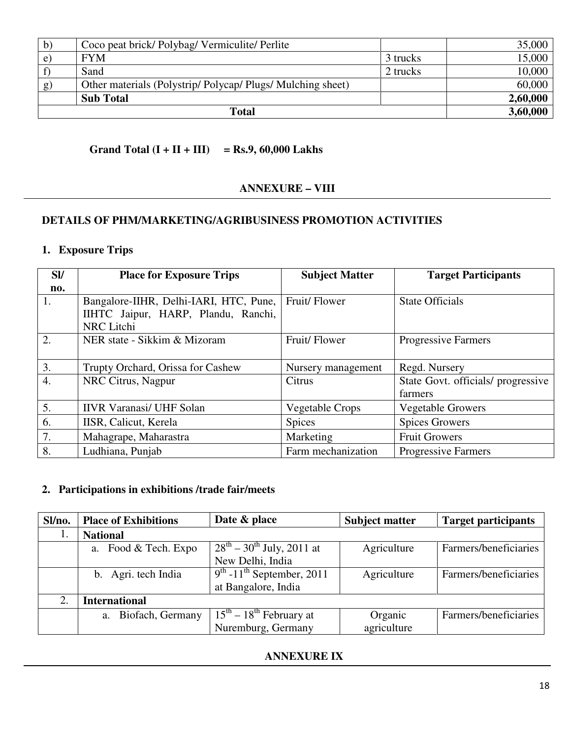| b) | Coco peat brick/ Polybag/ Vermiculite/ Perlite | | 35,000 |
|---|---|---|---|
| e) | FYM | 3 trucks | 15,000 |
| f) | Sand | 2 trucks | 10,000 |
| g) | Other materials (Polystrip/ Polycap/ Plugs/ Mulching sheet) | | 60,000 |
| | **Sub Total** | | **2,60,000** |
| **Total** | | | **3,60,000** |

**Grand Total (I + II + III) = Rs.9, 60,000 Lakhs**

## ANNEXURE – VIII

### DETAILS OF PHM/MARKETING/AGRIBUSINESS PROMOTION ACTIVITIES

#### 1. Exposure Trips

| Sl/ no. | Place for Exposure Trips | Subject Matter | Target Participants |
|---|---|---|---|
| 1. | Bangalore-IIHR, Delhi-IARI, HTC, Pune, IIHTC Jaipur, HARP, Plandu, Ranchi, NRC Litchi | Fruit/ Flower | State Officials |
| 2. | NER state - Sikkim & Mizoram | Fruit/ Flower | Progressive Farmers |
| 3. | Trupty Orchard, Orissa for Cashew | Nursery management | Regd. Nursery |
| 4. | NRC Citrus, Nagpur | Citrus | State Govt. officials/ progressive farmers |
| 5. | IIVR Varanasi/ UHF Solan | Vegetable Crops | Vegetable Growers |
| 6. | IISR, Calicut, Kerela | Spices | Spices Growers |
| 7. | Mahagrape, Maharastra | Marketing | Fruit Growers |
| 8. | Ludhiana, Punjab | Farm mechanization | Progressive Farmers |

#### 2. Participations in exhibitions /trade fair/meets

| Sl/no. | Place of Exhibitions | Date & place | Subject matter | Target participants |
|---|---|---|---|---|
| 1. | **National** | | | |
| | a. Food & Tech. Expo | 28th – 30th July, 2011 at New Delhi, India | Agriculture | Farmers/beneficiaries |
| | b. Agri. tech India | 9th -11th September, 2011 at Bangalore, India | Agriculture | Farmers/beneficiaries |
| 2. | **International** | | | |
| | a. Biofach, Germany | 15th – 18th February at Nuremburg, Germany | Organic agriculture | Farmers/beneficiaries |

## ANNEXURE IX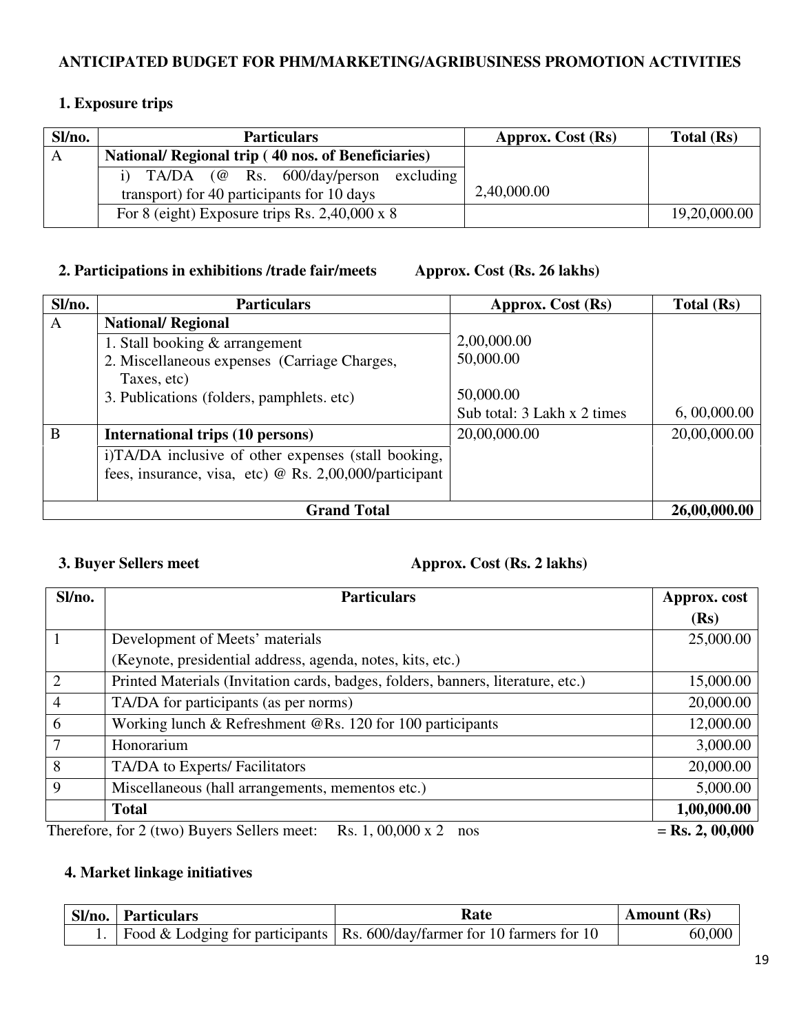## ANTICIPATED BUDGET FOR PHM/MARKETING/AGRIBUSINESS PROMOTION ACTIVITIES

### 1. Exposure trips

| Sl/no. | Particulars | Approx. Cost (Rs) | Total (Rs) |
|---|---|---|---|
| A | **National/ Regional trip ( 40 nos. of Beneficiaries)** | | |
| | i) TA/DA (@ Rs. 600/day/person excluding transport) for 40 participants for 10 days | 2,40,000.00 | |
| | For 8 (eight) Exposure trips Rs. 2,40,000 x 8 | | 19,20,000.00 |

### 2. Participations in exhibitions /trade fair/meets Approx. Cost (Rs. 26 lakhs)

| Sl/no. | Particulars | Approx. Cost (Rs) | Total (Rs) |
|---|---|---|---|
| A | **National/ Regional** | | |
| | 1. Stall booking & arrangement<br>2. Miscellaneous expenses (Carriage Charges, Taxes, etc)<br>3. Publications (folders, pamphlets. etc) | 2,00,000.00<br>50,000.00<br><br>50,000.00<br>Sub total: 3 Lakh x 2 times | 6, 00,000.00 |
| B | **International trips (10 persons)** | 20,00,000.00 | 20,00,000.00 |
| | i)TA/DA inclusive of other expenses (stall booking, fees, insurance, visa, etc) @ Rs. 2,00,000/participant | | |
| | **Grand Total** | | **26,00,000.00** |

### 3. Buyer Sellers meet Approx. Cost (Rs. 2 lakhs)

| Sl/no. | Particulars | Approx. cost (Rs) |
|---|---|---|
| 1 | Development of Meets' materials<br>(Keynote, presidential address, agenda, notes, kits, etc.) | 25,000.00 |
| 2 | Printed Materials (Invitation cards, badges, folders, banners, literature, etc.) | 15,000.00 |
| 4 | TA/DA for participants (as per norms) | 20,000.00 |
| 6 | Working lunch & Refreshment @Rs. 120 for 100 participants | 12,000.00 |
| 7 | Honorarium | 3,000.00 |
| 8 | TA/DA to Experts/ Facilitators | 20,000.00 |
| 9 | Miscellaneous (hall arrangements, mementos etc.) | 5,000.00 |
| | **Total** | **1,00,000.00** |

Therefore, for 2 (two) Buyers Sellers meet: Rs. 1, 00,000 x 2 nos **= Rs. 2, 00,000**

### 4. Market linkage initiatives

| Sl/no. | Particulars | Rate | Amount (Rs) |
|---|---|---|---|
| 1. | Food & Lodging for participants | Rs. 600/day/farmer for 10 farmers for 10 | 60,000 |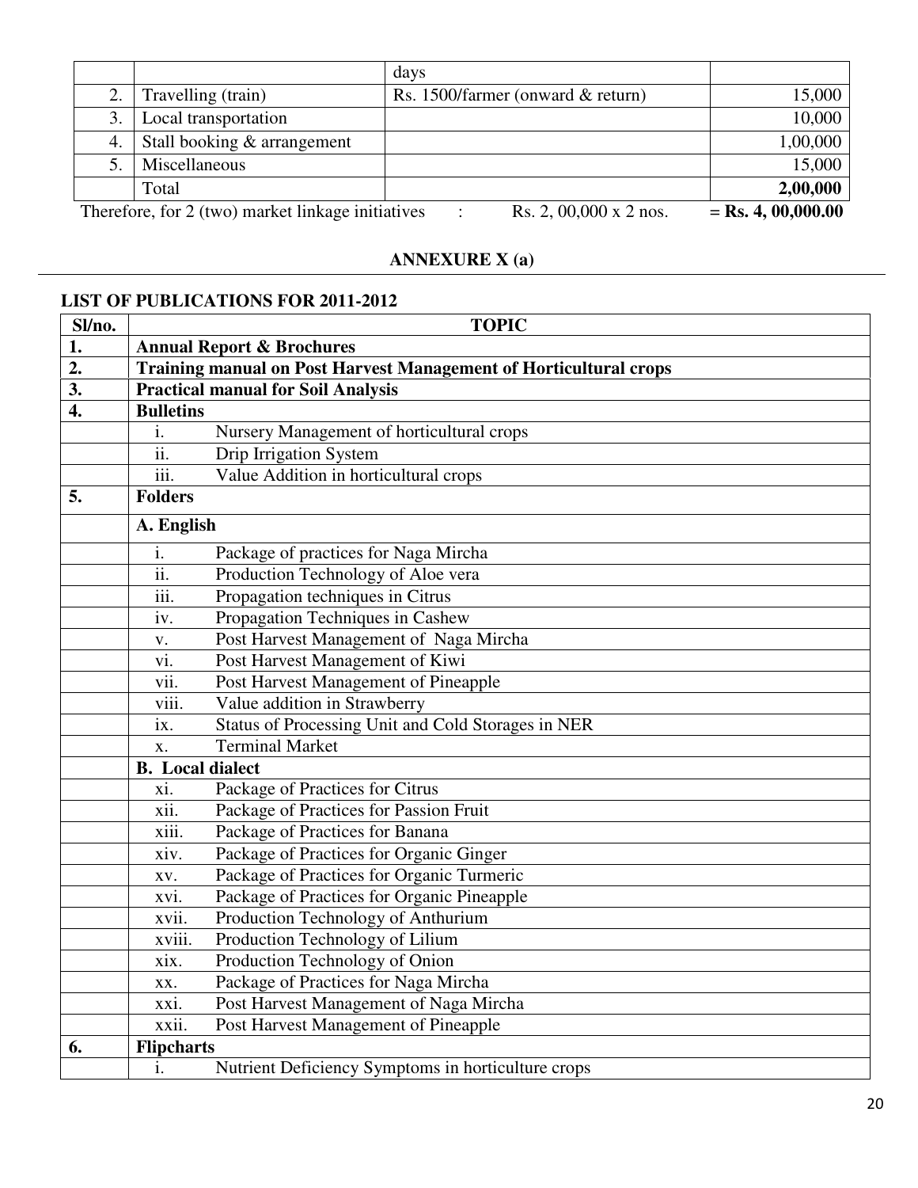| | | days | |
|---|---|---|---|
| 2. | Travelling (train) | Rs. 1500/farmer (onward & return) | 15,000 |
| 3. | Local transportation | | 10,000 |
| 4. | Stall booking & arrangement | | 1,00,000 |
| 5. | Miscellaneous | | 15,000 |
| | Total | | **2,00,000** |

Therefore, for 2 (two) market linkage initiatives : Rs. 2, 00,000 x 2 nos. **= Rs. 4, 00,000.00**

## ANNEXURE X (a)

### LIST OF PUBLICATIONS FOR 2011-2012

| Sl/no. | TOPIC |
|---|---|
| **1.** | **Annual Report & Brochures** |
| **2.** | **Training manual on Post Harvest Management of Horticultural crops** |
| **3.** | **Practical manual for Soil Analysis** |
| **4.** | **Bulletins** |
| | i. Nursery Management of horticultural crops |
| | ii. Drip Irrigation System |
| | iii. Value Addition in horticultural crops |
| **5.** | **Folders** |
| | **A. English** |
| | i. Package of practices for Naga Mircha |
| | ii. Production Technology of Aloe vera |
| | iii. Propagation techniques in Citrus |
| | iv. Propagation Techniques in Cashew |
| | v. Post Harvest Management of Naga Mircha |
| | vi. Post Harvest Management of Kiwi |
| | vii. Post Harvest Management of Pineapple |
| | viii. Value addition in Strawberry |
| | ix. Status of Processing Unit and Cold Storages in NER |
| | x. Terminal Market |
| | **B. Local dialect** |
| | xi. Package of Practices for Citrus |
| | xii. Package of Practices for Passion Fruit |
| | xiii. Package of Practices for Banana |
| | xiv. Package of Practices for Organic Ginger |
| | xv. Package of Practices for Organic Turmeric |
| | xvi. Package of Practices for Organic Pineapple |
| | xvii. Production Technology of Anthurium |
| | xviii. Production Technology of Lilium |
| | xix. Production Technology of Onion |
| | xx. Package of Practices for Naga Mircha |
| | xxi. Post Harvest Management of Naga Mircha |
| | xxii. Post Harvest Management of Pineapple |
| **6.** | **Flipcharts** |
| | i. Nutrient Deficiency Symptoms in horticulture crops |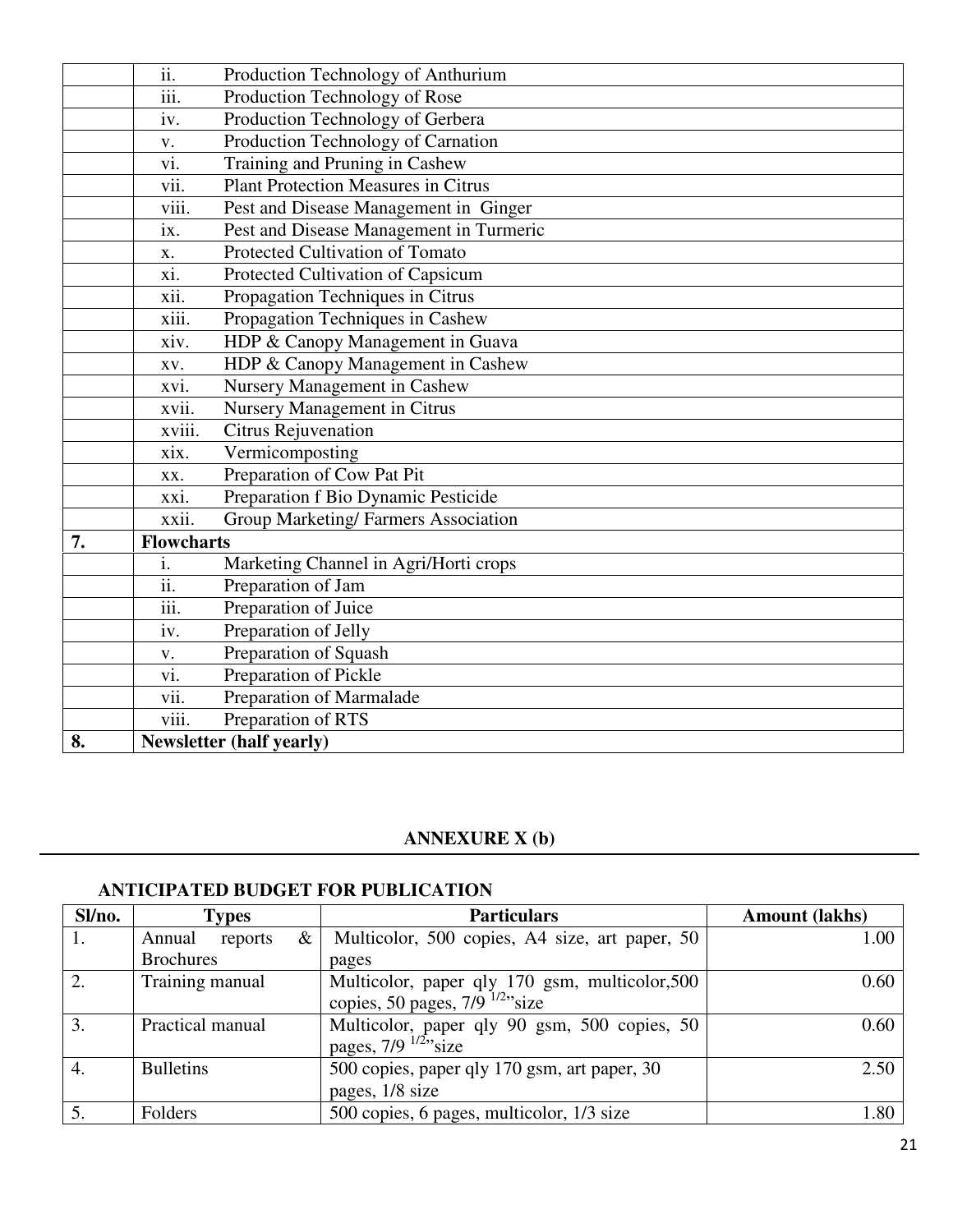| | |
|---|---|
| | ii. Production Technology of Anthurium |
| | iii. Production Technology of Rose |
| | iv. Production Technology of Gerbera |
| | v. Production Technology of Carnation |
| | vi. Training and Pruning in Cashew |
| | vii. Plant Protection Measures in Citrus |
| | viii. Pest and Disease Management in Ginger |
| | ix. Pest and Disease Management in Turmeric |
| | x. Protected Cultivation of Tomato |
| | xi. Protected Cultivation of Capsicum |
| | xii. Propagation Techniques in Citrus |
| | xiii. Propagation Techniques in Cashew |
| | xiv. HDP & Canopy Management in Guava |
| | xv. HDP & Canopy Management in Cashew |
| | xvi. Nursery Management in Cashew |
| | xvii. Nursery Management in Citrus |
| | xviii. Citrus Rejuvenation |
| | xix. Vermicomposting |
| | xx. Preparation of Cow Pat Pit |
| | xxi. Preparation f Bio Dynamic Pesticide |
| | xxii. Group Marketing/ Farmers Association |
| **7.** | **Flowcharts** |
| | i. Marketing Channel in Agri/Horti crops |
| | ii. Preparation of Jam |
| | iii. Preparation of Juice |
| | iv. Preparation of Jelly |
| | v. Preparation of Squash |
| | vi. Preparation of Pickle |
| | vii. Preparation of Marmalade |
| | viii. Preparation of RTS |
| **8.** | **Newsletter (half yearly)** |

## ANNEXURE X (b)

### ANTICIPATED BUDGET FOR PUBLICATION

| Sl/no. | Types | Particulars | Amount (lakhs) |
|---|---|---|---|
| 1. | Annual reports & Brochures | Multicolor, 500 copies, A4 size, art paper, 50 pages | 1.00 |
| 2. | Training manual | Multicolor, paper qly 170 gsm, multicolor,500 copies, 50 pages, 7/9 $^{1/2}$"size | 0.60 |
| 3. | Practical manual | Multicolor, paper qly 90 gsm, 500 copies, 50 pages, 7/9 $^{1/2}$"size | 0.60 |
| 4. | Bulletins | 500 copies, paper qly 170 gsm, art paper, 30 pages, 1/8 size | 2.50 |
| 5. | Folders | 500 copies, 6 pages, multicolor, 1/3 size | 1.80 |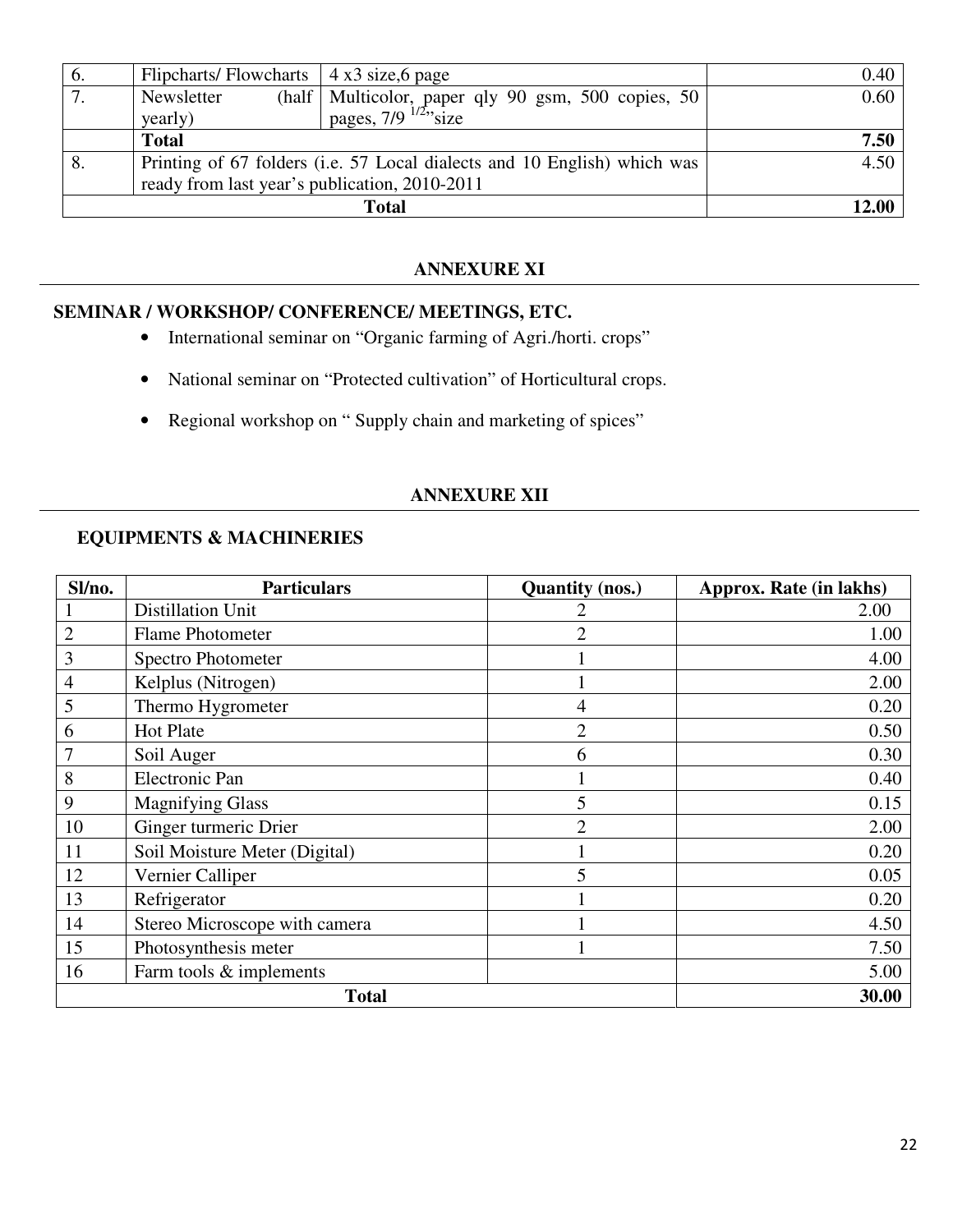| | | | |
|---|---|---|---|
| 6. | Flipcharts/ Flowcharts | 4 x3 size,6 page | 0.40 |
| 7. | Newsletter (half yearly) | Multicolor, paper qly 90 gsm, 500 copies, 50 pages, 7/9 $^{1/2}$" size | 0.60 |
| | **Total** | | **7.50** |
| 8. | Printing of 67 folders (i.e. 57 Local dialects and 10 English) which was ready from last year's publication, 2010-2011 | | 4.50 |
| | **Total** | | **12.00** |

## ANNEXURE XI

### SEMINAR / WORKSHOP/ CONFERENCE/ MEETINGS, ETC.

- International seminar on "Organic farming of Agri./horti. crops"
- National seminar on "Protected cultivation" of Horticultural crops.
- Regional workshop on " Supply chain and marketing of spices"

## ANNEXURE XII

### EQUIPMENTS & MACHINERIES

| Sl/no. | Particulars | Quantity (nos.) | Approx. Rate (in lakhs) |
|---|---|---|---|
| 1 | Distillation Unit | 2 | 2.00 |
| 2 | Flame Photometer | 2 | 1.00 |
| 3 | Spectro Photometer | 1 | 4.00 |
| 4 | Kelplus (Nitrogen) | 1 | 2.00 |
| 5 | Thermo Hygrometer | 4 | 0.20 |
| 6 | Hot Plate | 2 | 0.50 |
| 7 | Soil Auger | 6 | 0.30 |
| 8 | Electronic Pan | 1 | 0.40 |
| 9 | Magnifying Glass | 5 | 0.15 |
| 10 | Ginger turmeric Drier | 2 | 2.00 |
| 11 | Soil Moisture Meter (Digital) | 1 | 0.20 |
| 12 | Vernier Calliper | 5 | 0.05 |
| 13 | Refrigerator | 1 | 0.20 |
| 14 | Stereo Microscope with camera | 1 | 4.50 |
| 15 | Photosynthesis meter | 1 | 7.50 |
| 16 | Farm tools & implements | | 5.00 |
| | **Total** | | **30.00** |